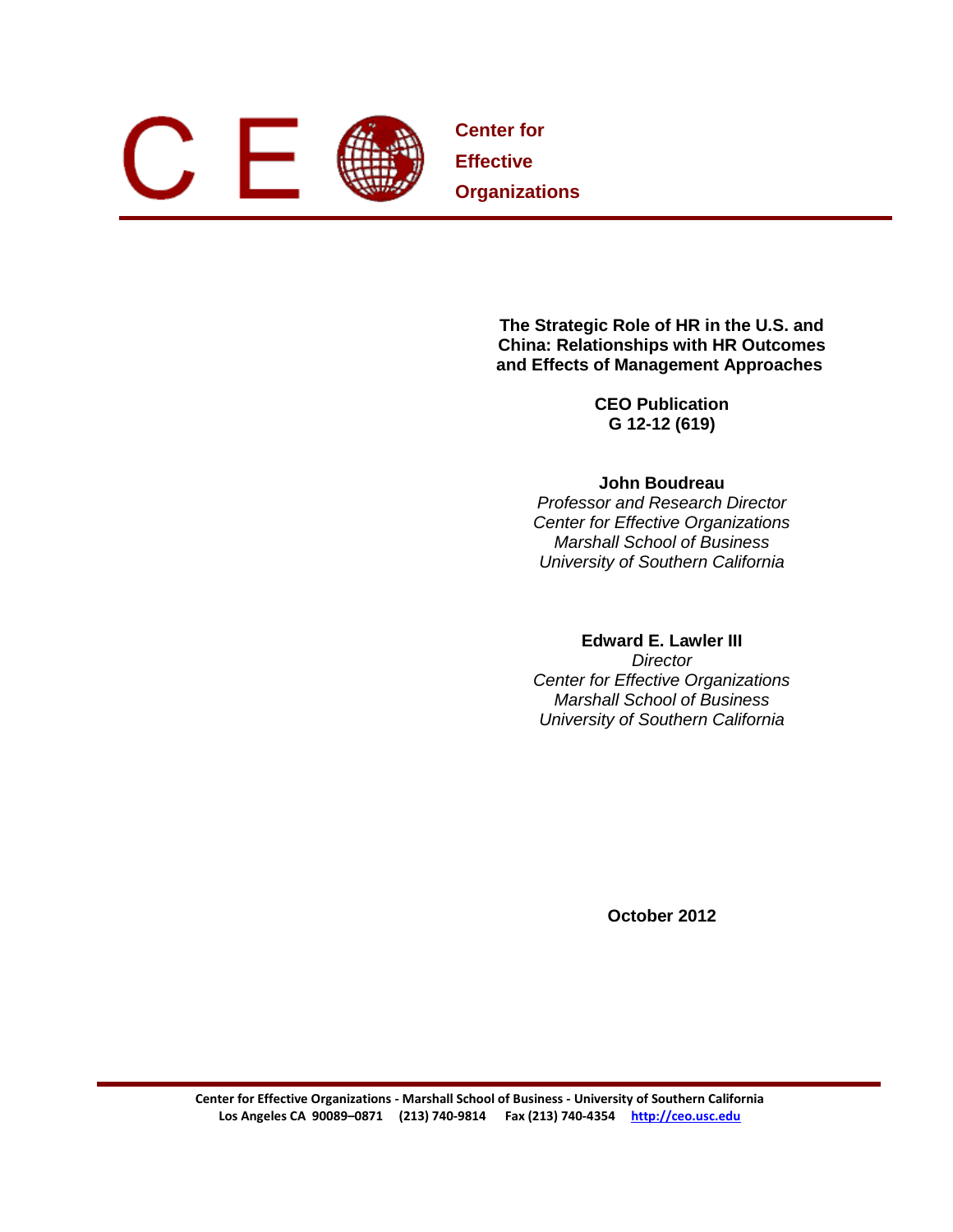Center for
Effective
Organizations

# The Strategic Role of HR in the U.S. and China: Relationships with HR Outcomes and Effects of Management Approaches

**CEO Publication**
**G 12-12 (619)**

**John Boudreau**
*Professor and Research Director*
*Center for Effective Organizations*
*Marshall School of Business*
*University of Southern California*

**Edward E. Lawler III**
*Director*
*Center for Effective Organizations*
*Marshall School of Business*
*University of Southern California*

**October 2012**

Center for Effective Organizations - Marshall School of Business - University of Southern California
Los Angeles CA 90089–0871 (213) 740-9814 Fax (213) 740-4354 http://ceo.usc.edu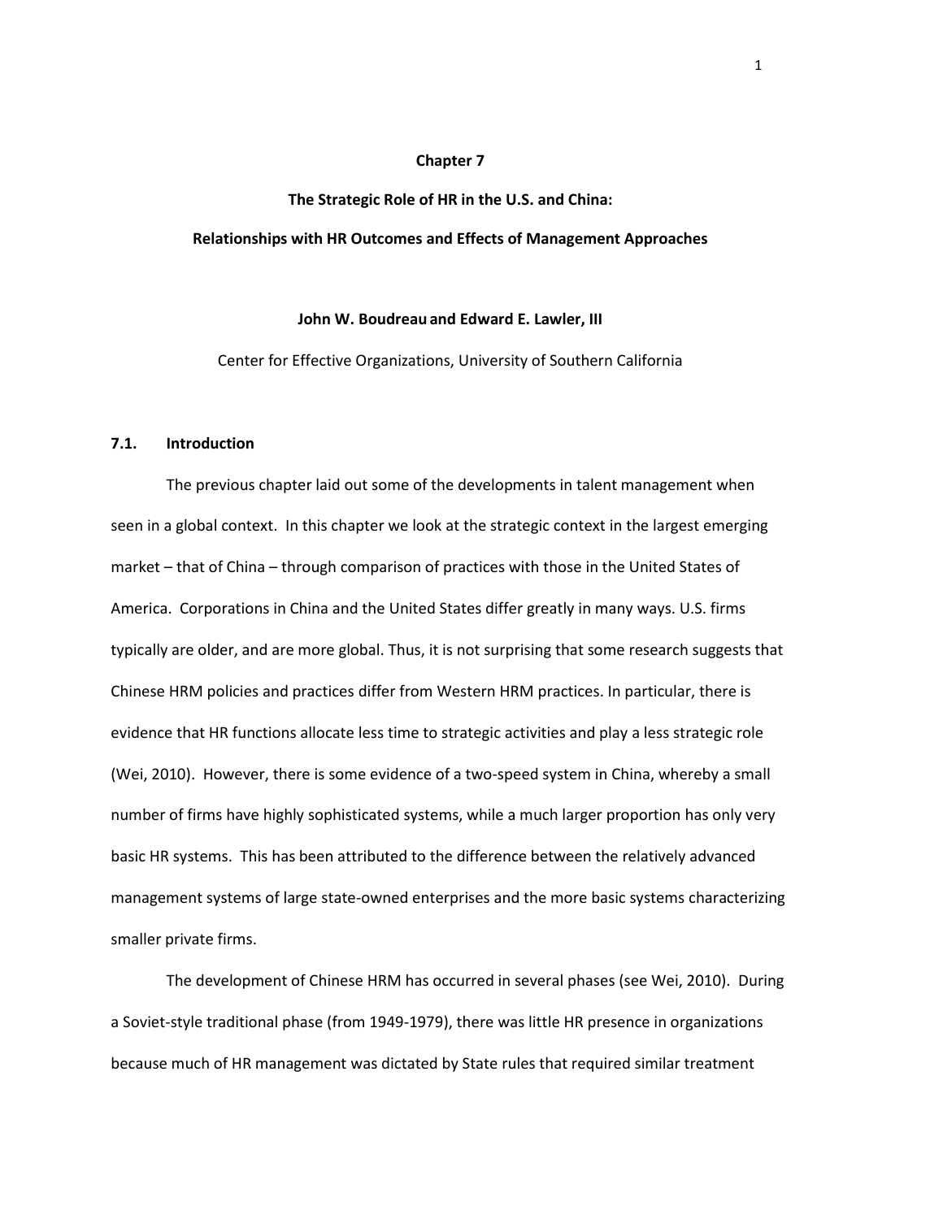# Chapter 7

## The Strategic Role of HR in the U.S. and China: Relationships with HR Outcomes and Effects of Management Approaches

**John W. Boudreau and Edward E. Lawler, III**

Center for Effective Organizations, University of Southern California

### 7.1. Introduction

The previous chapter laid out some of the developments in talent management when seen in a global context. In this chapter we look at the strategic context in the largest emerging market – that of China – through comparison of practices with those in the United States of America. Corporations in China and the United States differ greatly in many ways. U.S. firms typically are older, and are more global. Thus, it is not surprising that some research suggests that Chinese HRM policies and practices differ from Western HRM practices. In particular, there is evidence that HR functions allocate less time to strategic activities and play a less strategic role (Wei, 2010). However, there is some evidence of a two-speed system in China, whereby a small number of firms have highly sophisticated systems, while a much larger proportion has only very basic HR systems. This has been attributed to the difference between the relatively advanced management systems of large state-owned enterprises and the more basic systems characterizing smaller private firms.

The development of Chinese HRM has occurred in several phases (see Wei, 2010). During a Soviet-style traditional phase (from 1949-1979), there was little HR presence in organizations because much of HR management was dictated by State rules that required similar treatment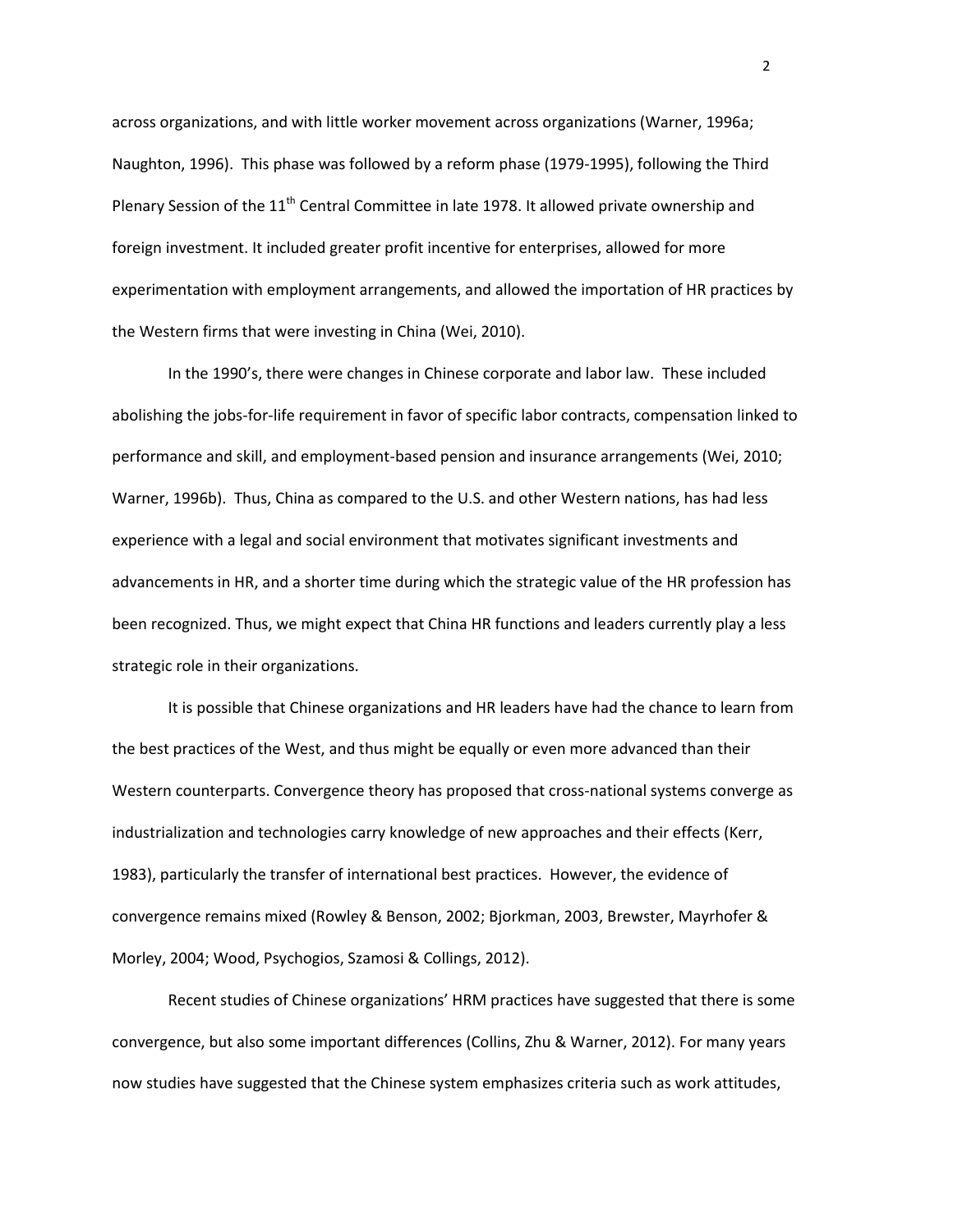across organizations, and with little worker movement across organizations (Warner, 1996a; Naughton, 1996). This phase was followed by a reform phase (1979-1995), following the Third Plenary Session of the 11th Central Committee in late 1978. It allowed private ownership and foreign investment. It included greater profit incentive for enterprises, allowed for more experimentation with employment arrangements, and allowed the importation of HR practices by the Western firms that were investing in China (Wei, 2010).

In the 1990's, there were changes in Chinese corporate and labor law. These included abolishing the jobs-for-life requirement in favor of specific labor contracts, compensation linked to performance and skill, and employment-based pension and insurance arrangements (Wei, 2010; Warner, 1996b). Thus, China as compared to the U.S. and other Western nations, has had less experience with a legal and social environment that motivates significant investments and advancements in HR, and a shorter time during which the strategic value of the HR profession has been recognized. Thus, we might expect that China HR functions and leaders currently play a less strategic role in their organizations.

It is possible that Chinese organizations and HR leaders have had the chance to learn from the best practices of the West, and thus might be equally or even more advanced than their Western counterparts. Convergence theory has proposed that cross-national systems converge as industrialization and technologies carry knowledge of new approaches and their effects (Kerr, 1983), particularly the transfer of international best practices. However, the evidence of convergence remains mixed (Rowley & Benson, 2002; Bjorkman, 2003, Brewster, Mayrhofer & Morley, 2004; Wood, Psychogios, Szamosi & Collings, 2012).

Recent studies of Chinese organizations' HRM practices have suggested that there is some convergence, but also some important differences (Collins, Zhu & Warner, 2012). For many years now studies have suggested that the Chinese system emphasizes criteria such as work attitudes,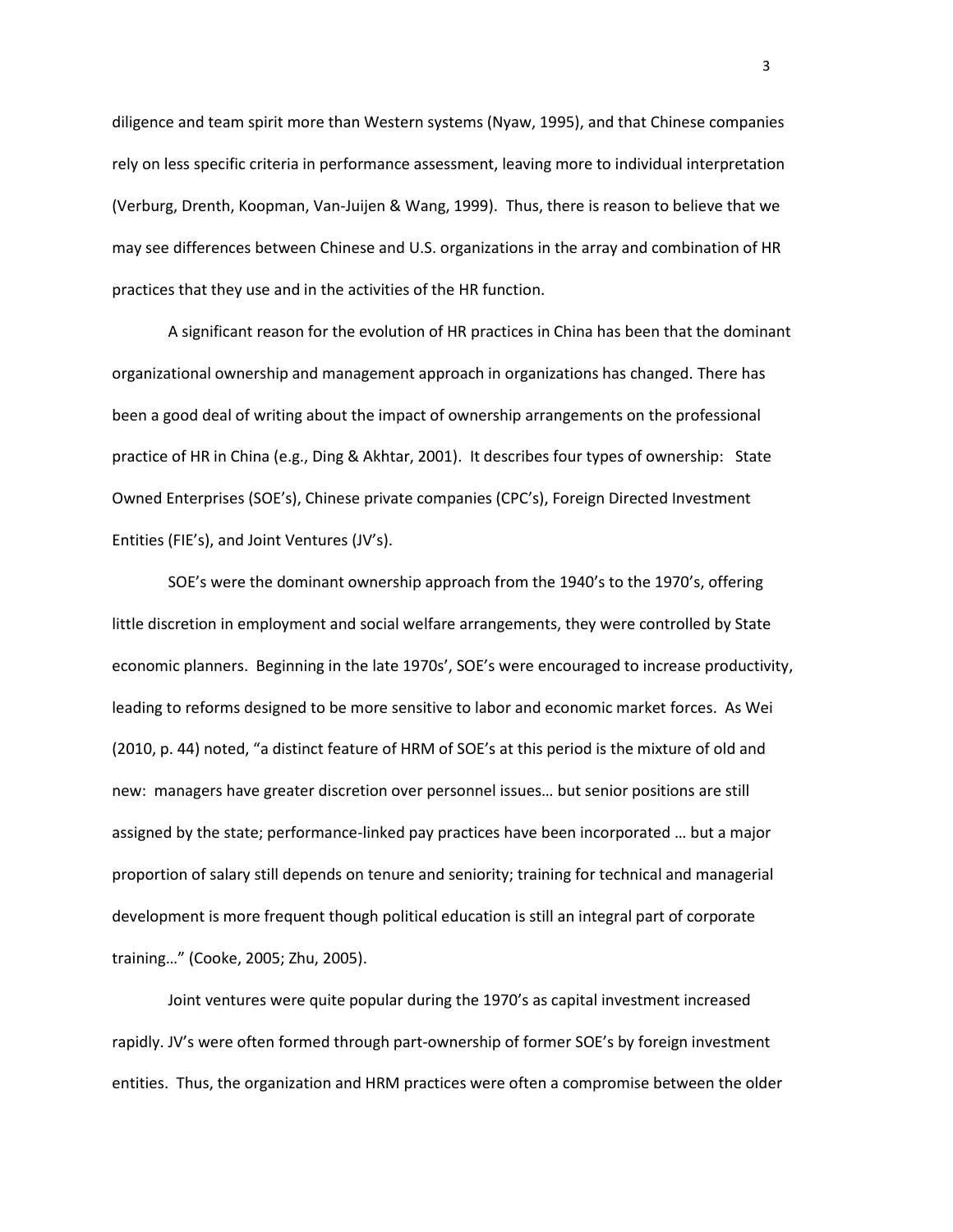diligence and team spirit more than Western systems (Nyaw, 1995), and that Chinese companies rely on less specific criteria in performance assessment, leaving more to individual interpretation (Verburg, Drenth, Koopman, Van-Juijen & Wang, 1999). Thus, there is reason to believe that we may see differences between Chinese and U.S. organizations in the array and combination of HR practices that they use and in the activities of the HR function.

A significant reason for the evolution of HR practices in China has been that the dominant organizational ownership and management approach in organizations has changed. There has been a good deal of writing about the impact of ownership arrangements on the professional practice of HR in China (e.g., Ding & Akhtar, 2001). It describes four types of ownership: State Owned Enterprises (SOE's), Chinese private companies (CPC's), Foreign Directed Investment Entities (FIE's), and Joint Ventures (JV's).

SOE's were the dominant ownership approach from the 1940's to the 1970's, offering little discretion in employment and social welfare arrangements, they were controlled by State economic planners. Beginning in the late 1970s', SOE's were encouraged to increase productivity, leading to reforms designed to be more sensitive to labor and economic market forces. As Wei (2010, p. 44) noted, "a distinct feature of HRM of SOE's at this period is the mixture of old and new: managers have greater discretion over personnel issues… but senior positions are still assigned by the state; performance-linked pay practices have been incorporated … but a major proportion of salary still depends on tenure and seniority; training for technical and managerial development is more frequent though political education is still an integral part of corporate training…" (Cooke, 2005; Zhu, 2005).

Joint ventures were quite popular during the 1970's as capital investment increased rapidly. JV's were often formed through part-ownership of former SOE's by foreign investment entities. Thus, the organization and HRM practices were often a compromise between the older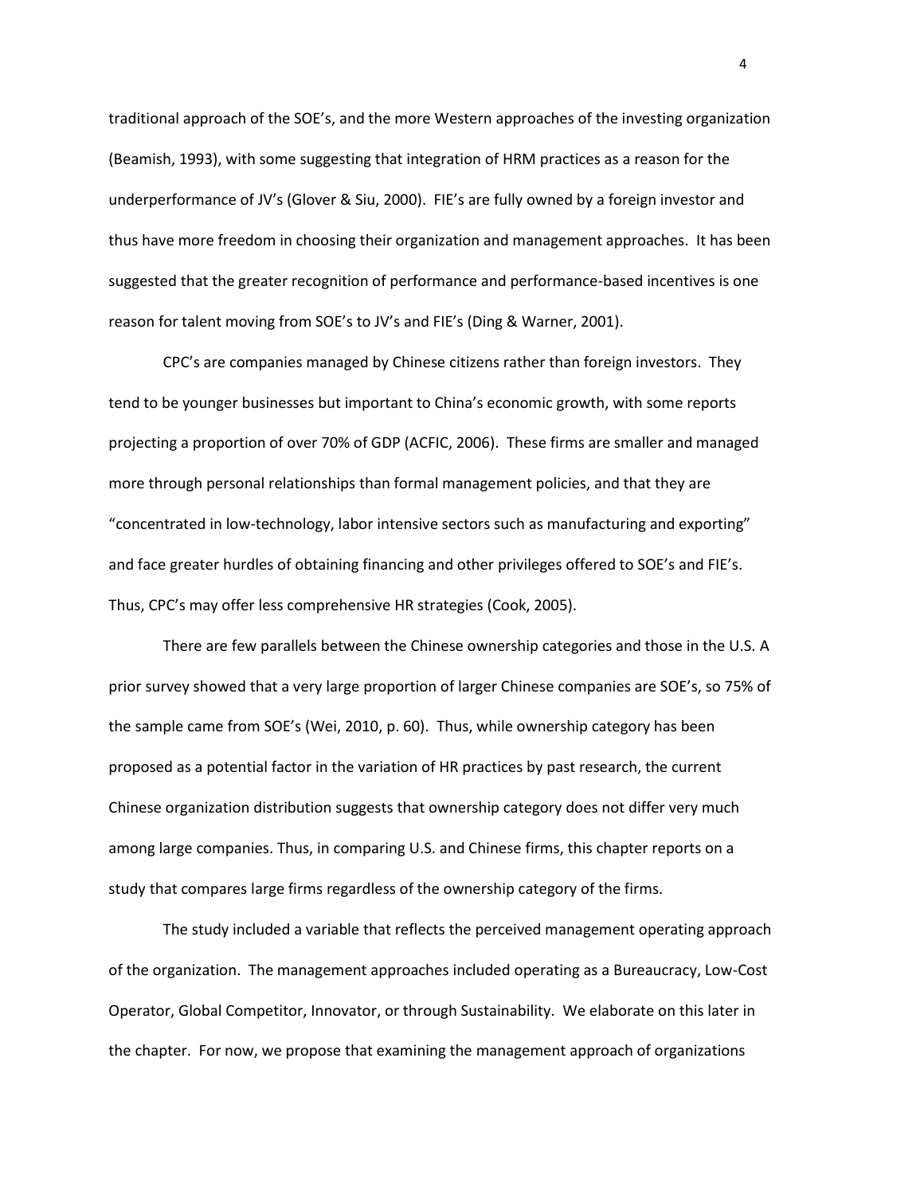traditional approach of the SOE's, and the more Western approaches of the investing organization (Beamish, 1993), with some suggesting that integration of HRM practices as a reason for the underperformance of JV's (Glover & Siu, 2000). FIE's are fully owned by a foreign investor and thus have more freedom in choosing their organization and management approaches. It has been suggested that the greater recognition of performance and performance-based incentives is one reason for talent moving from SOE's to JV's and FIE's (Ding & Warner, 2001).

CPC's are companies managed by Chinese citizens rather than foreign investors. They tend to be younger businesses but important to China's economic growth, with some reports projecting a proportion of over 70% of GDP (ACFIC, 2006). These firms are smaller and managed more through personal relationships than formal management policies, and that they are "concentrated in low-technology, labor intensive sectors such as manufacturing and exporting" and face greater hurdles of obtaining financing and other privileges offered to SOE's and FIE's. Thus, CPC's may offer less comprehensive HR strategies (Cook, 2005).

There are few parallels between the Chinese ownership categories and those in the U.S. A prior survey showed that a very large proportion of larger Chinese companies are SOE's, so 75% of the sample came from SOE's (Wei, 2010, p. 60). Thus, while ownership category has been proposed as a potential factor in the variation of HR practices by past research, the current Chinese organization distribution suggests that ownership category does not differ very much among large companies. Thus, in comparing U.S. and Chinese firms, this chapter reports on a study that compares large firms regardless of the ownership category of the firms.

The study included a variable that reflects the perceived management operating approach of the organization. The management approaches included operating as a Bureaucracy, Low-Cost Operator, Global Competitor, Innovator, or through Sustainability. We elaborate on this later in the chapter. For now, we propose that examining the management approach of organizations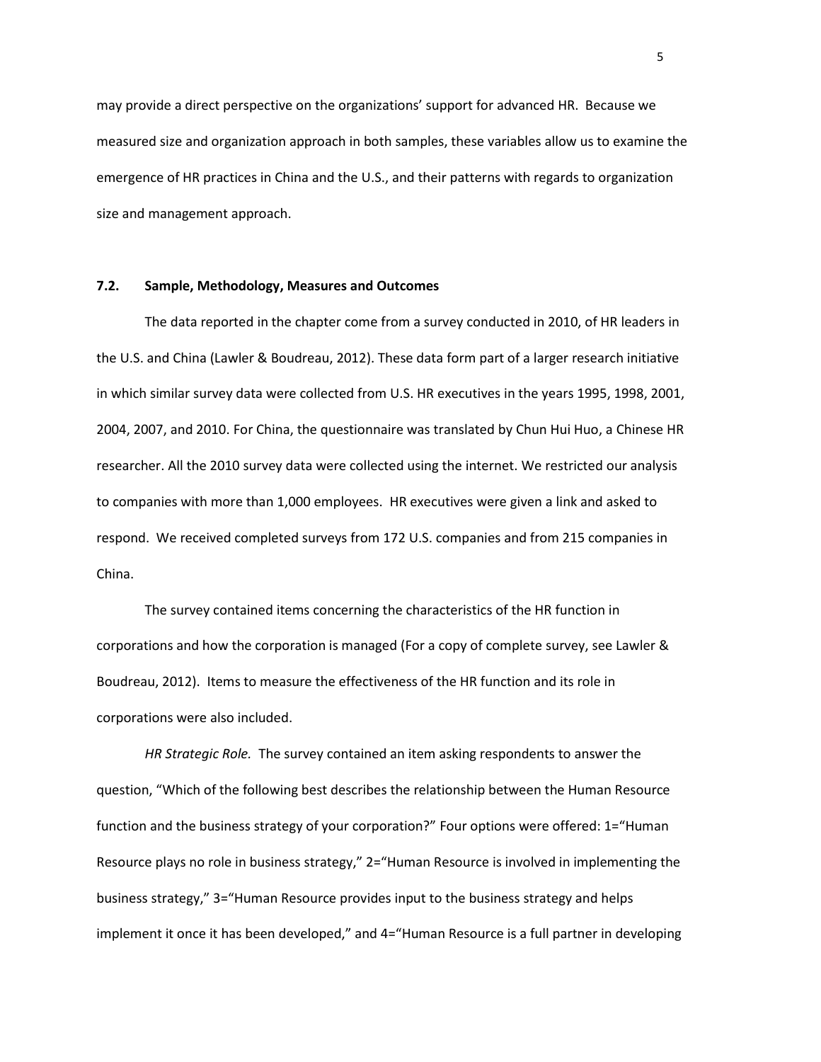may provide a direct perspective on the organizations' support for advanced HR. Because we measured size and organization approach in both samples, these variables allow us to examine the emergence of HR practices in China and the U.S., and their patterns with regards to organization size and management approach.

### 7.2. Sample, Methodology, Measures and Outcomes

The data reported in the chapter come from a survey conducted in 2010, of HR leaders in the U.S. and China (Lawler & Boudreau, 2012). These data form part of a larger research initiative in which similar survey data were collected from U.S. HR executives in the years 1995, 1998, 2001, 2004, 2007, and 2010. For China, the questionnaire was translated by Chun Hui Huo, a Chinese HR researcher. All the 2010 survey data were collected using the internet. We restricted our analysis to companies with more than 1,000 employees. HR executives were given a link and asked to respond. We received completed surveys from 172 U.S. companies and from 215 companies in China.

The survey contained items concerning the characteristics of the HR function in corporations and how the corporation is managed (For a copy of complete survey, see Lawler & Boudreau, 2012). Items to measure the effectiveness of the HR function and its role in corporations were also included.

*HR Strategic Role.* The survey contained an item asking respondents to answer the question, "Which of the following best describes the relationship between the Human Resource function and the business strategy of your corporation?" Four options were offered: 1="Human Resource plays no role in business strategy," 2="Human Resource is involved in implementing the business strategy," 3="Human Resource provides input to the business strategy and helps implement it once it has been developed," and 4="Human Resource is a full partner in developing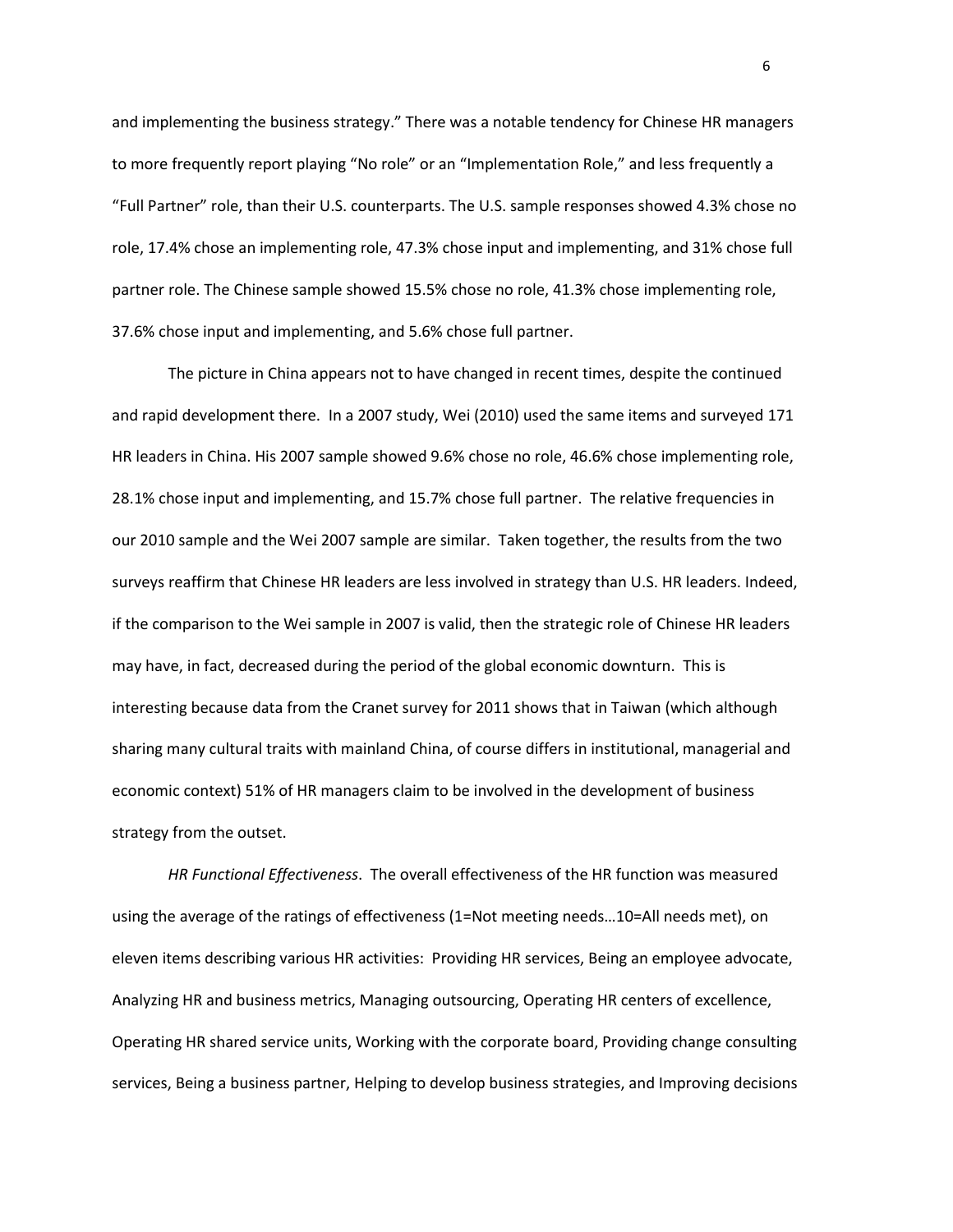and implementing the business strategy." There was a notable tendency for Chinese HR managers to more frequently report playing "No role" or an "Implementation Role," and less frequently a "Full Partner" role, than their U.S. counterparts. The U.S. sample responses showed 4.3% chose no role, 17.4% chose an implementing role, 47.3% chose input and implementing, and 31% chose full partner role. The Chinese sample showed 15.5% chose no role, 41.3% chose implementing role, 37.6% chose input and implementing, and 5.6% chose full partner.

The picture in China appears not to have changed in recent times, despite the continued and rapid development there. In a 2007 study, Wei (2010) used the same items and surveyed 171 HR leaders in China. His 2007 sample showed 9.6% chose no role, 46.6% chose implementing role, 28.1% chose input and implementing, and 15.7% chose full partner. The relative frequencies in our 2010 sample and the Wei 2007 sample are similar. Taken together, the results from the two surveys reaffirm that Chinese HR leaders are less involved in strategy than U.S. HR leaders. Indeed, if the comparison to the Wei sample in 2007 is valid, then the strategic role of Chinese HR leaders may have, in fact, decreased during the period of the global economic downturn. This is interesting because data from the Cranet survey for 2011 shows that in Taiwan (which although sharing many cultural traits with mainland China, of course differs in institutional, managerial and economic context) 51% of HR managers claim to be involved in the development of business strategy from the outset.

*HR Functional Effectiveness*. The overall effectiveness of the HR function was measured using the average of the ratings of effectiveness (1=Not meeting needs…10=All needs met), on eleven items describing various HR activities: Providing HR services, Being an employee advocate, Analyzing HR and business metrics, Managing outsourcing, Operating HR centers of excellence, Operating HR shared service units, Working with the corporate board, Providing change consulting services, Being a business partner, Helping to develop business strategies, and Improving decisions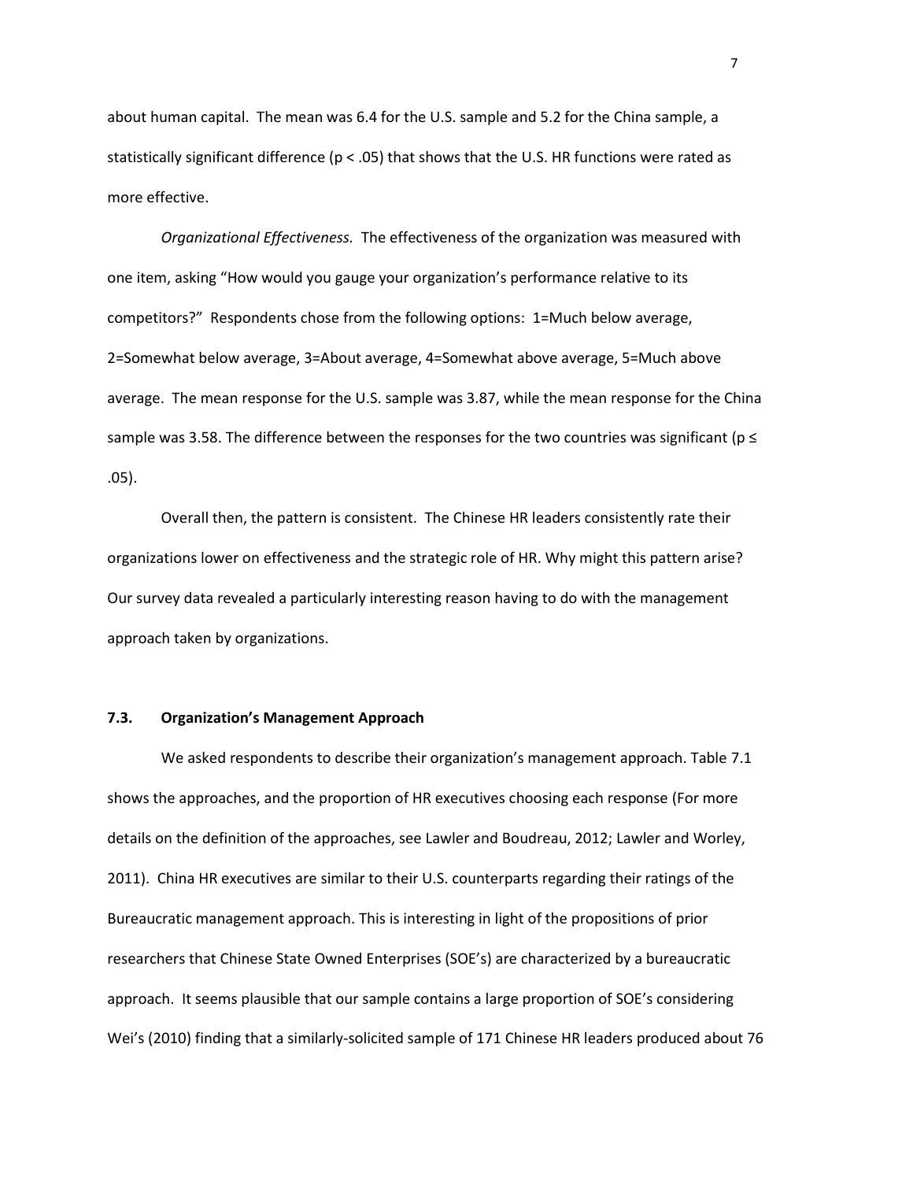about human capital. The mean was 6.4 for the U.S. sample and 5.2 for the China sample, a statistically significant difference ($p < .05$) that shows that the U.S. HR functions were rated as more effective.

*Organizational Effectiveness.* The effectiveness of the organization was measured with one item, asking "How would you gauge your organization's performance relative to its competitors?" Respondents chose from the following options: 1=Much below average, 2=Somewhat below average, 3=About average, 4=Somewhat above average, 5=Much above average. The mean response for the U.S. sample was 3.87, while the mean response for the China sample was 3.58. The difference between the responses for the two countries was significant ($p \leq .05$).

Overall then, the pattern is consistent. The Chinese HR leaders consistently rate their organizations lower on effectiveness and the strategic role of HR. Why might this pattern arise? Our survey data revealed a particularly interesting reason having to do with the management approach taken by organizations.

### 7.3. Organization's Management Approach

We asked respondents to describe their organization's management approach. Table 7.1 shows the approaches, and the proportion of HR executives choosing each response (For more details on the definition of the approaches, see Lawler and Boudreau, 2012; Lawler and Worley, 2011). China HR executives are similar to their U.S. counterparts regarding their ratings of the Bureaucratic management approach. This is interesting in light of the propositions of prior researchers that Chinese State Owned Enterprises (SOE's) are characterized by a bureaucratic approach. It seems plausible that our sample contains a large proportion of SOE's considering Wei's (2010) finding that a similarly-solicited sample of 171 Chinese HR leaders produced about 76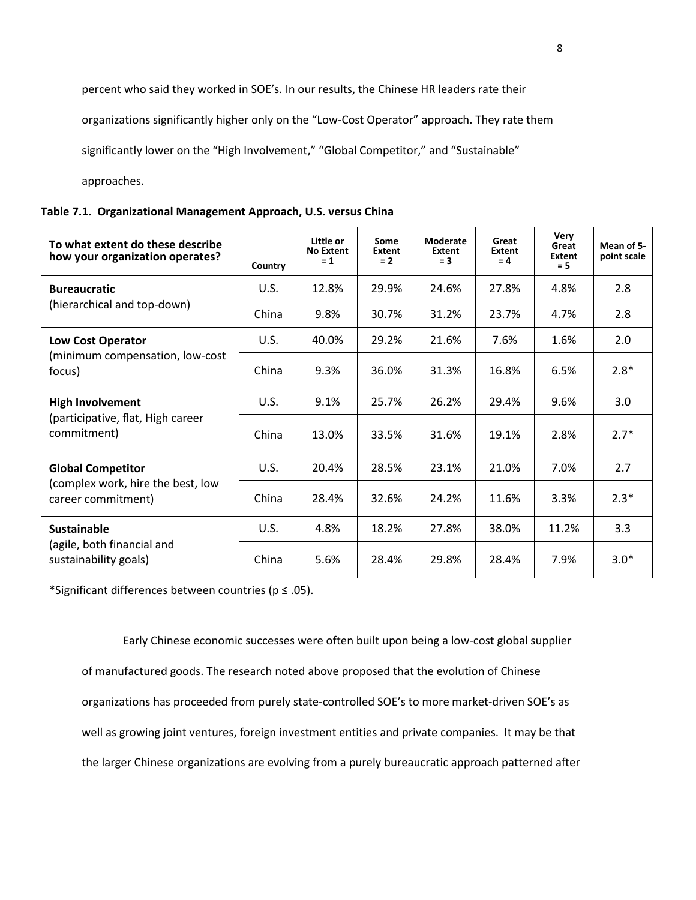percent who said they worked in SOE's. In our results, the Chinese HR leaders rate their organizations significantly higher only on the "Low-Cost Operator" approach. They rate them significantly lower on the "High Involvement," "Global Competitor," and "Sustainable" approaches.

**Table 7.1. Organizational Management Approach, U.S. versus China**

| To what extent do these describe how your organization operates? | Country | Little or No Extent = 1 | Some Extent = 2 | Moderate Extent = 3 | Great Extent = 4 | Very Great Extent = 5 | Mean of 5-point scale |
|---|---|---|---|---|---|---|---|
| **Bureaucratic** (hierarchical and top-down) | U.S. | 12.8% | 29.9% | 24.6% | 27.8% | 4.8% | 2.8 |
| | China | 9.8% | 30.7% | 31.2% | 23.7% | 4.7% | 2.8 |
| **Low Cost Operator** (minimum compensation, low-cost focus) | U.S. | 40.0% | 29.2% | 21.6% | 7.6% | 1.6% | 2.0 |
| | China | 9.3% | 36.0% | 31.3% | 16.8% | 6.5% | 2.8* |
| **High Involvement** (participative, flat, High career commitment) | U.S. | 9.1% | 25.7% | 26.2% | 29.4% | 9.6% | 3.0 |
| | China | 13.0% | 33.5% | 31.6% | 19.1% | 2.8% | 2.7* |
| **Global Competitor** (complex work, hire the best, low career commitment) | U.S. | 20.4% | 28.5% | 23.1% | 21.0% | 7.0% | 2.7 |
| | China | 28.4% | 32.6% | 24.2% | 11.6% | 3.3% | 2.3* |
| **Sustainable** (agile, both financial and sustainability goals) | U.S. | 4.8% | 18.2% | 27.8% | 38.0% | 11.2% | 3.3 |
| | China | 5.6% | 28.4% | 29.8% | 28.4% | 7.9% | 3.0* |

*Significant differences between countries ($p \leq .05$).

Early Chinese economic successes were often built upon being a low-cost global supplier of manufactured goods. The research noted above proposed that the evolution of Chinese organizations has proceeded from purely state-controlled SOE's to more market-driven SOE's as well as growing joint ventures, foreign investment entities and private companies. It may be that the larger Chinese organizations are evolving from a purely bureaucratic approach patterned after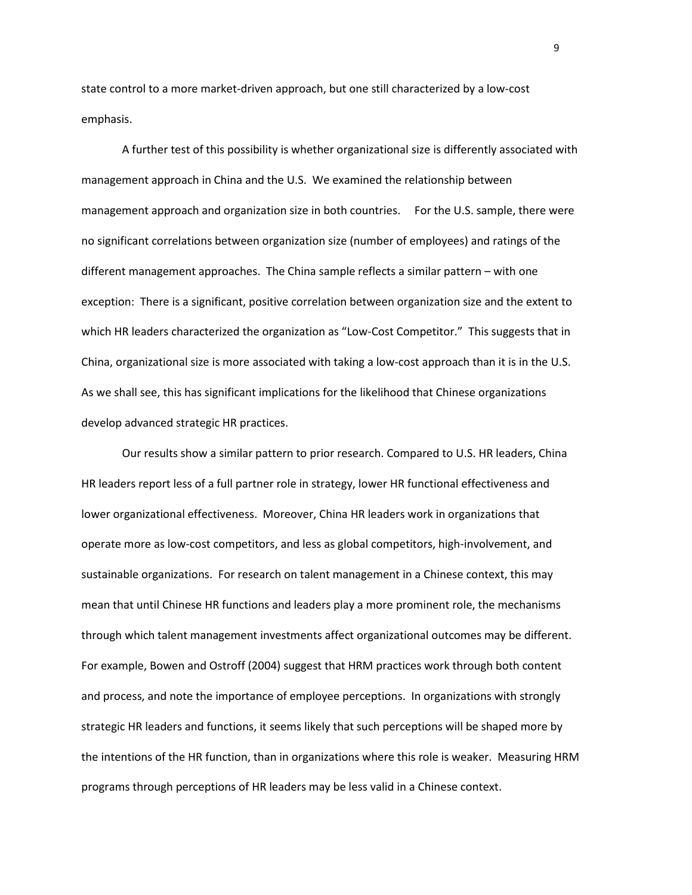state control to a more market-driven approach, but one still characterized by a low-cost emphasis.

A further test of this possibility is whether organizational size is differently associated with management approach in China and the U.S. We examined the relationship between management approach and organization size in both countries. For the U.S. sample, there were no significant correlations between organization size (number of employees) and ratings of the different management approaches. The China sample reflects a similar pattern – with one exception: There is a significant, positive correlation between organization size and the extent to which HR leaders characterized the organization as "Low-Cost Competitor." This suggests that in China, organizational size is more associated with taking a low-cost approach than it is in the U.S. As we shall see, this has significant implications for the likelihood that Chinese organizations develop advanced strategic HR practices.

Our results show a similar pattern to prior research. Compared to U.S. HR leaders, China HR leaders report less of a full partner role in strategy, lower HR functional effectiveness and lower organizational effectiveness. Moreover, China HR leaders work in organizations that operate more as low-cost competitors, and less as global competitors, high-involvement, and sustainable organizations. For research on talent management in a Chinese context, this may mean that until Chinese HR functions and leaders play a more prominent role, the mechanisms through which talent management investments affect organizational outcomes may be different. For example, Bowen and Ostroff (2004) suggest that HRM practices work through both content and process, and note the importance of employee perceptions. In organizations with strongly strategic HR leaders and functions, it seems likely that such perceptions will be shaped more by the intentions of the HR function, than in organizations where this role is weaker. Measuring HRM programs through perceptions of HR leaders may be less valid in a Chinese context.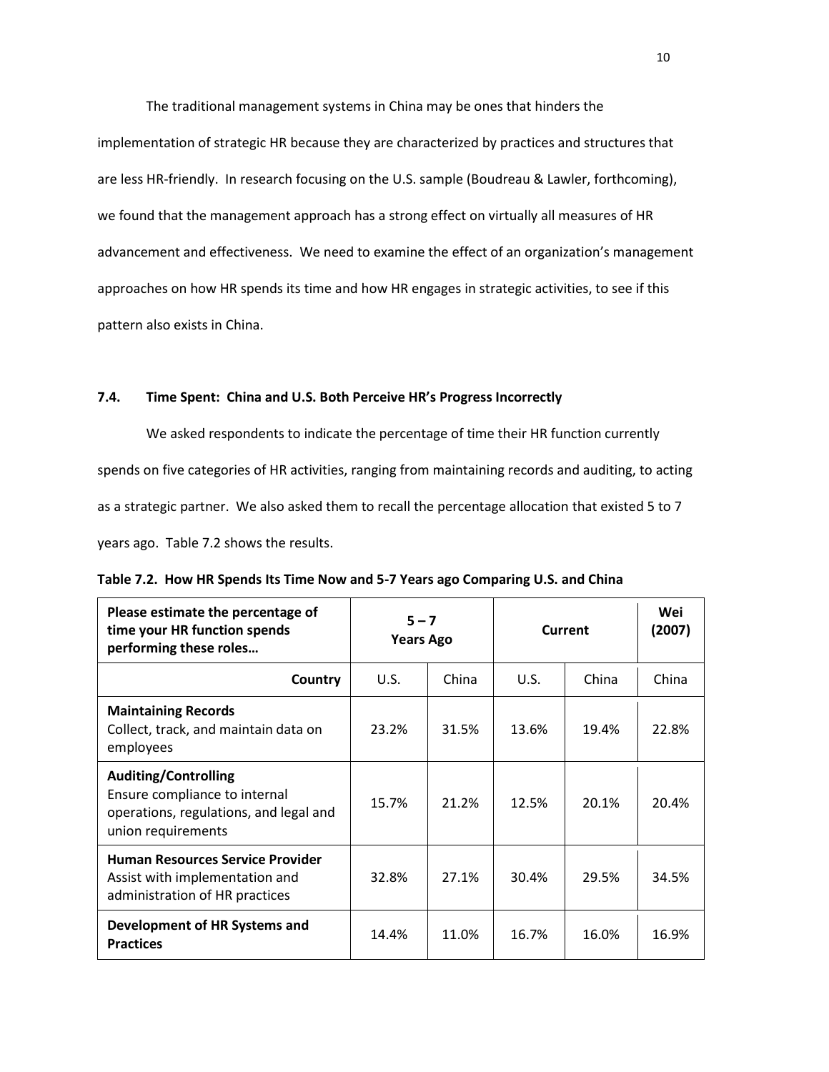The traditional management systems in China may be ones that hinders the implementation of strategic HR because they are characterized by practices and structures that are less HR-friendly. In research focusing on the U.S. sample (Boudreau & Lawler, forthcoming), we found that the management approach has a strong effect on virtually all measures of HR advancement and effectiveness. We need to examine the effect of an organization's management approaches on how HR spends its time and how HR engages in strategic activities, to see if this pattern also exists in China.

### 7.4. Time Spent: China and U.S. Both Perceive HR's Progress Incorrectly

We asked respondents to indicate the percentage of time their HR function currently spends on five categories of HR activities, ranging from maintaining records and auditing, to acting as a strategic partner. We also asked them to recall the percentage allocation that existed 5 to 7 years ago. Table 7.2 shows the results.

**Table 7.2. How HR Spends Its Time Now and 5-7 Years ago Comparing U.S. and China**

| **Please estimate the percentage of time your HR function spends performing these roles…** | **5 – 7 Years Ago** | | **Current** | | **Wei (2007)** |
|---|---|---|---|---|---|
| **Country** | U.S. | China | U.S. | China | China |
| **Maintaining Records** Collect, track, and maintain data on employees | 23.2% | 31.5% | 13.6% | 19.4% | 22.8% |
| **Auditing/Controlling** Ensure compliance to internal operations, regulations, and legal and union requirements | 15.7% | 21.2% | 12.5% | 20.1% | 20.4% |
| **Human Resources Service Provider** Assist with implementation and administration of HR practices | 32.8% | 27.1% | 30.4% | 29.5% | 34.5% |
| **Development of HR Systems and Practices** | 14.4% | 11.0% | 16.7% | 16.0% | 16.9% |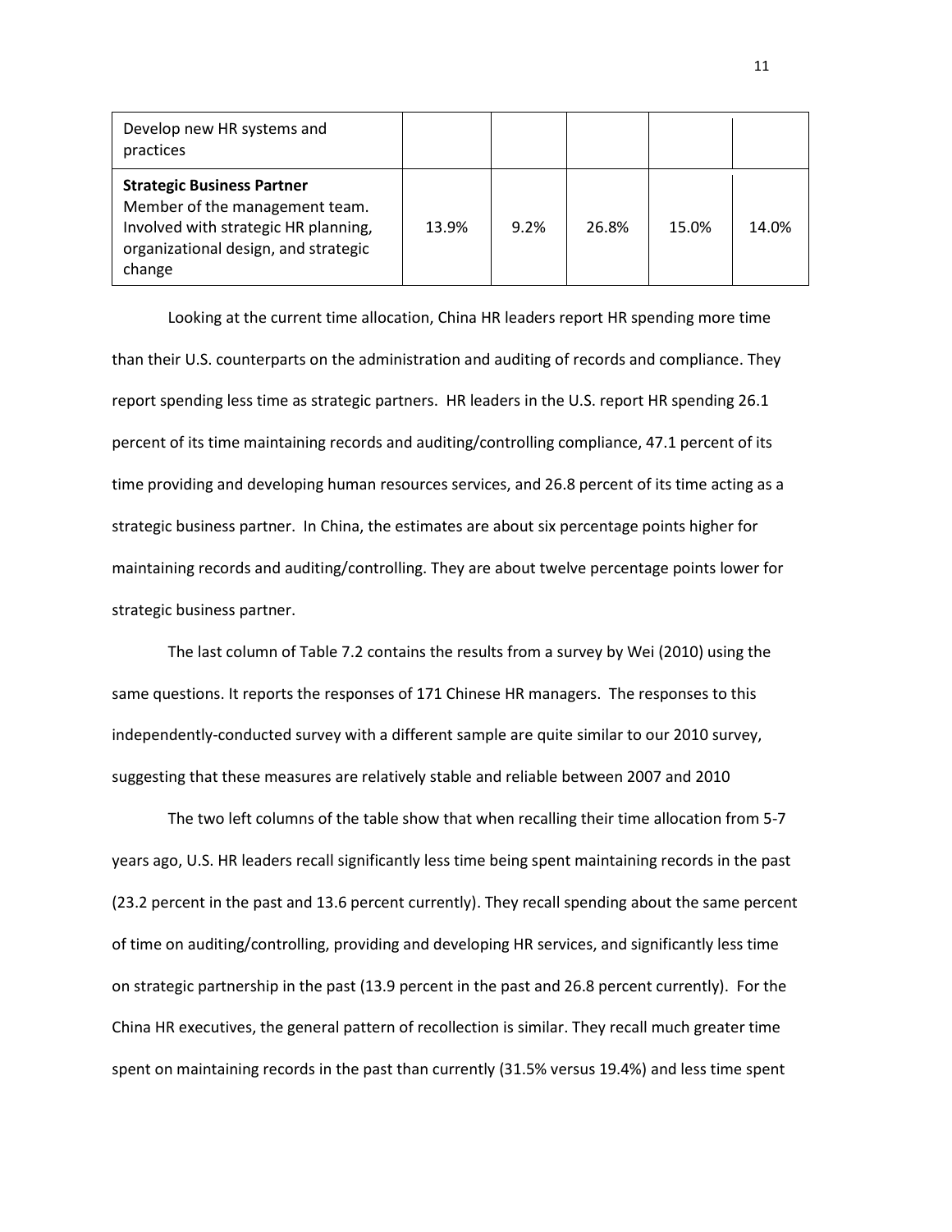| | | | | | |
|---|---|---|---|---|---|
| Develop new HR systems and practices | | | | | |
| **Strategic Business Partner** Member of the management team. Involved with strategic HR planning, organizational design, and strategic change | 13.9% | 9.2% | 26.8% | 15.0% | 14.0% |

Looking at the current time allocation, China HR leaders report HR spending more time than their U.S. counterparts on the administration and auditing of records and compliance. They report spending less time as strategic partners. HR leaders in the U.S. report HR spending 26.1 percent of its time maintaining records and auditing/controlling compliance, 47.1 percent of its time providing and developing human resources services, and 26.8 percent of its time acting as a strategic business partner. In China, the estimates are about six percentage points higher for maintaining records and auditing/controlling. They are about twelve percentage points lower for strategic business partner.

The last column of Table 7.2 contains the results from a survey by Wei (2010) using the same questions. It reports the responses of 171 Chinese HR managers. The responses to this independently-conducted survey with a different sample are quite similar to our 2010 survey, suggesting that these measures are relatively stable and reliable between 2007 and 2010

The two left columns of the table show that when recalling their time allocation from 5-7 years ago, U.S. HR leaders recall significantly less time being spent maintaining records in the past (23.2 percent in the past and 13.6 percent currently). They recall spending about the same percent of time on auditing/controlling, providing and developing HR services, and significantly less time on strategic partnership in the past (13.9 percent in the past and 26.8 percent currently). For the China HR executives, the general pattern of recollection is similar. They recall much greater time spent on maintaining records in the past than currently (31.5% versus 19.4%) and less time spent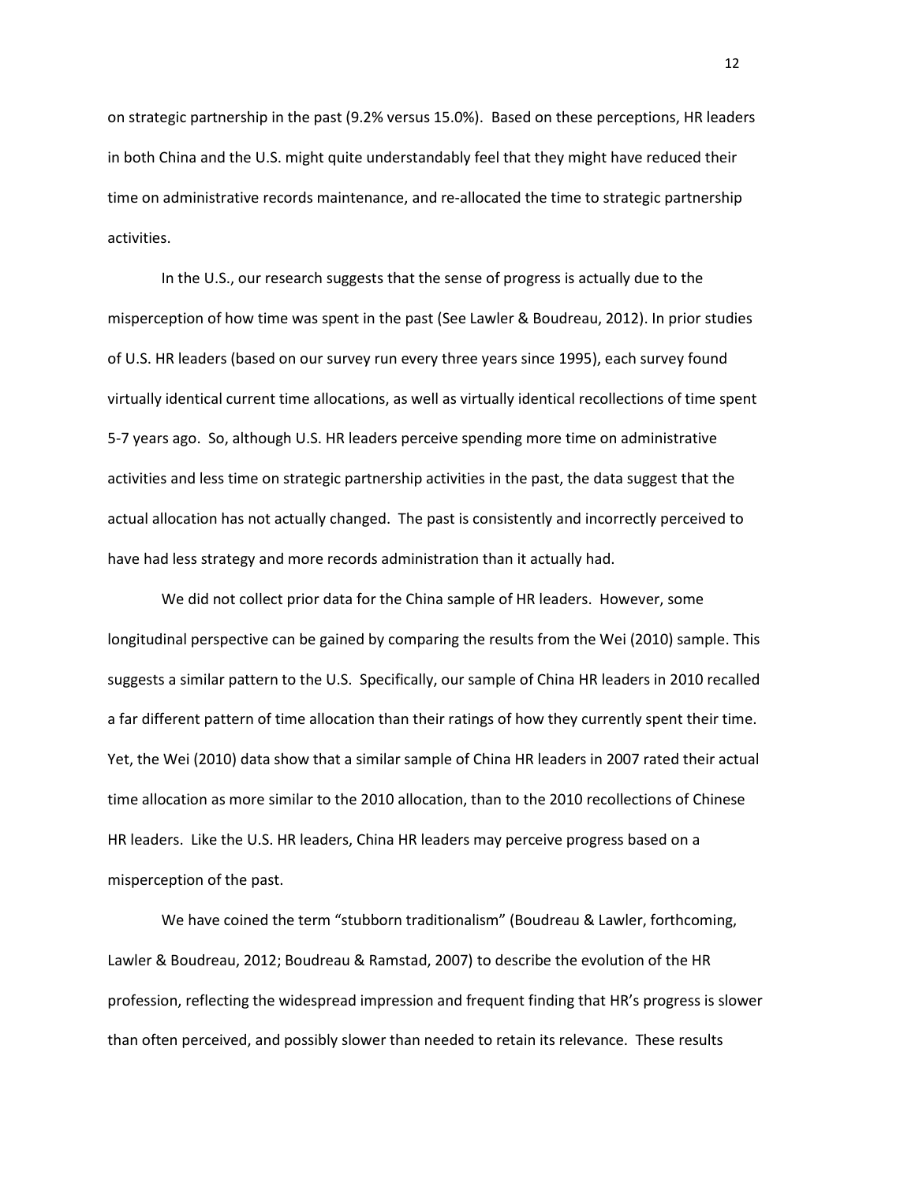on strategic partnership in the past (9.2% versus 15.0%). Based on these perceptions, HR leaders in both China and the U.S. might quite understandably feel that they might have reduced their time on administrative records maintenance, and re-allocated the time to strategic partnership activities.

In the U.S., our research suggests that the sense of progress is actually due to the misperception of how time was spent in the past (See Lawler & Boudreau, 2012). In prior studies of U.S. HR leaders (based on our survey run every three years since 1995), each survey found virtually identical current time allocations, as well as virtually identical recollections of time spent 5-7 years ago. So, although U.S. HR leaders perceive spending more time on administrative activities and less time on strategic partnership activities in the past, the data suggest that the actual allocation has not actually changed. The past is consistently and incorrectly perceived to have had less strategy and more records administration than it actually had.

We did not collect prior data for the China sample of HR leaders. However, some longitudinal perspective can be gained by comparing the results from the Wei (2010) sample. This suggests a similar pattern to the U.S. Specifically, our sample of China HR leaders in 2010 recalled a far different pattern of time allocation than their ratings of how they currently spent their time. Yet, the Wei (2010) data show that a similar sample of China HR leaders in 2007 rated their actual time allocation as more similar to the 2010 allocation, than to the 2010 recollections of Chinese HR leaders. Like the U.S. HR leaders, China HR leaders may perceive progress based on a misperception of the past.

We have coined the term "stubborn traditionalism" (Boudreau & Lawler, forthcoming, Lawler & Boudreau, 2012; Boudreau & Ramstad, 2007) to describe the evolution of the HR profession, reflecting the widespread impression and frequent finding that HR's progress is slower than often perceived, and possibly slower than needed to retain its relevance. These results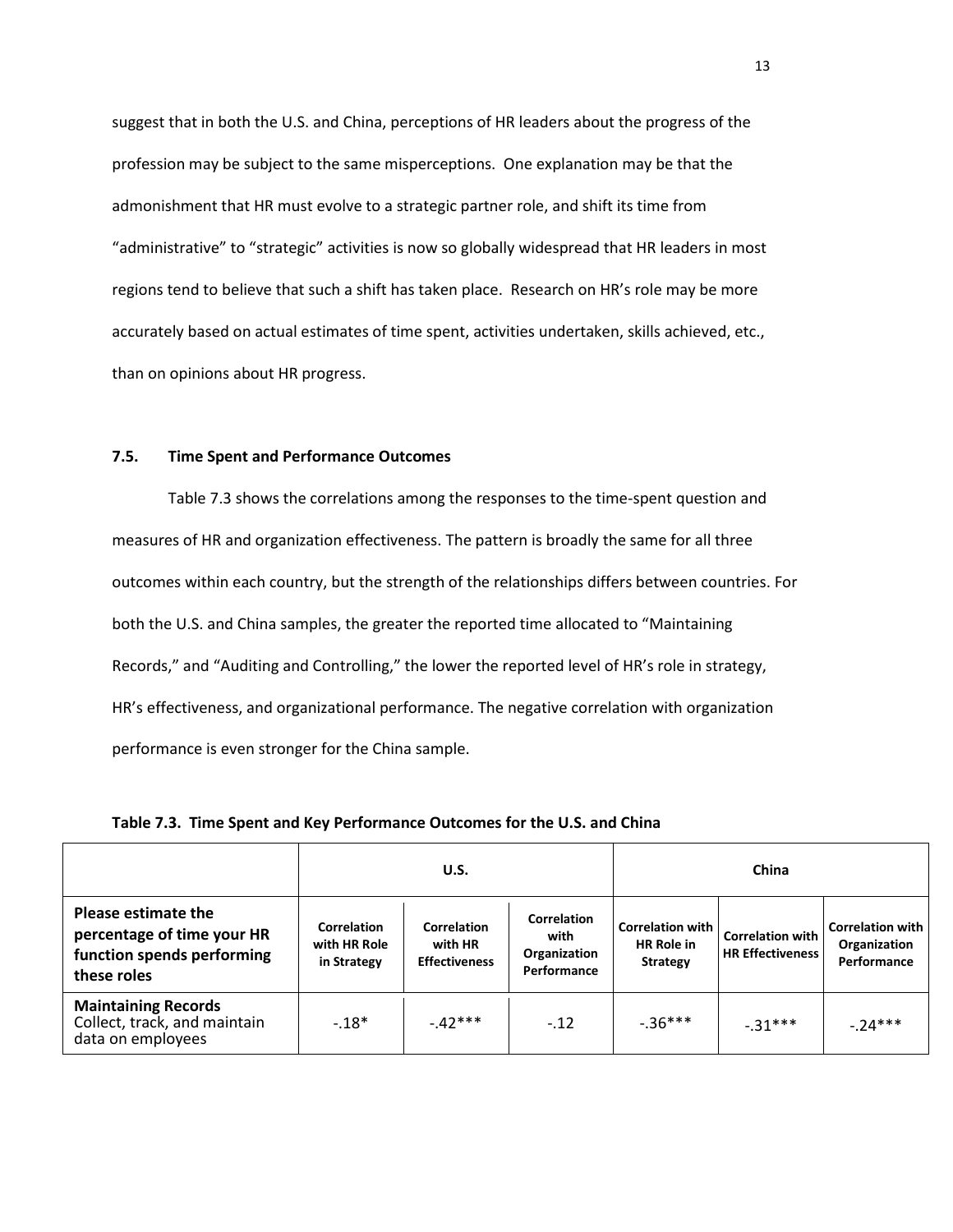suggest that in both the U.S. and China, perceptions of HR leaders about the progress of the profession may be subject to the same misperceptions. One explanation may be that the admonishment that HR must evolve to a strategic partner role, and shift its time from "administrative" to "strategic" activities is now so globally widespread that HR leaders in most regions tend to believe that such a shift has taken place. Research on HR's role may be more accurately based on actual estimates of time spent, activities undertaken, skills achieved, etc., than on opinions about HR progress.

### 7.5. Time Spent and Performance Outcomes

Table 7.3 shows the correlations among the responses to the time-spent question and measures of HR and organization effectiveness. The pattern is broadly the same for all three outcomes within each country, but the strength of the relationships differs between countries. For both the U.S. and China samples, the greater the reported time allocated to "Maintaining Records," and "Auditing and Controlling," the lower the reported level of HR's role in strategy, HR's effectiveness, and organizational performance. The negative correlation with organization performance is even stronger for the China sample.

**Table 7.3. Time Spent and Key Performance Outcomes for the U.S. and China**

| | U.S. | | | China | | |
|---|---|---|---|---|---|---|
| **Please estimate the percentage of time your HR function spends performing these roles** | **Correlation with HR Role in Strategy** | **Correlation with HR Effectiveness** | **Correlation with Organization Performance** | **Correlation with HR Role in Strategy** | **Correlation with HR Effectiveness** | **Correlation with Organization Performance** |
| **Maintaining Records** Collect, track, and maintain data on employees | -.18* | -.42*** | -.12 | -.36*** | -.31*** | -.24*** |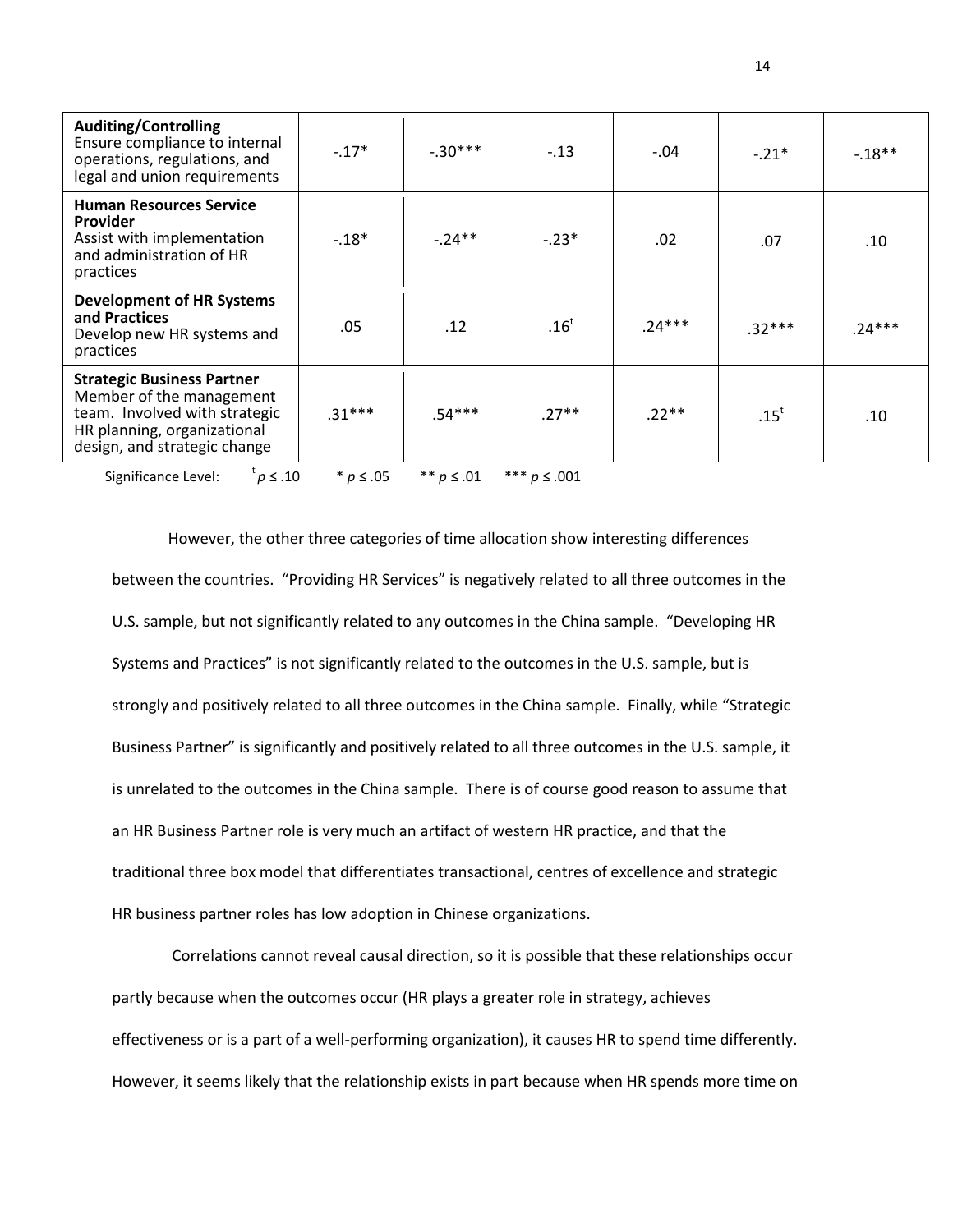| | | | | | | |
|---|---|---|---|---|---|---|
| **Auditing/Controlling** Ensure compliance to internal operations, regulations, and legal and union requirements | -.17* | -.30*** | -.13 | -.04 | -.21* | -.18** |
| **Human Resources Service Provider** Assist with implementation and administration of HR practices | -.18* | -.24** | -.23* | .02 | .07 | .10 |
| **Development of HR Systems and Practices** Develop new HR systems and practices | .05 | .12 | .16[t] | .24*** | .32*** | .24*** |
| **Strategic Business Partner** Member of the management team. Involved with strategic HR planning, organizational design, and strategic change | .31*** | .54*** | .27** | .22** | .15[t] | .10 |

Significance Level: [t] $p \leq .10$ * $p \leq .05$ ** $p \leq .01$ *** $p \leq .001$

However, the other three categories of time allocation show interesting differences between the countries. "Providing HR Services" is negatively related to all three outcomes in the U.S. sample, but not significantly related to any outcomes in the China sample. "Developing HR Systems and Practices" is not significantly related to the outcomes in the U.S. sample, but is strongly and positively related to all three outcomes in the China sample. Finally, while "Strategic Business Partner" is significantly and positively related to all three outcomes in the U.S. sample, it is unrelated to the outcomes in the China sample. There is of course good reason to assume that an HR Business Partner role is very much an artifact of western HR practice, and that the traditional three box model that differentiates transactional, centres of excellence and strategic HR business partner roles has low adoption in Chinese organizations.

Correlations cannot reveal causal direction, so it is possible that these relationships occur partly because when the outcomes occur (HR plays a greater role in strategy, achieves effectiveness or is a part of a well-performing organization), it causes HR to spend time differently. However, it seems likely that the relationship exists in part because when HR spends more time on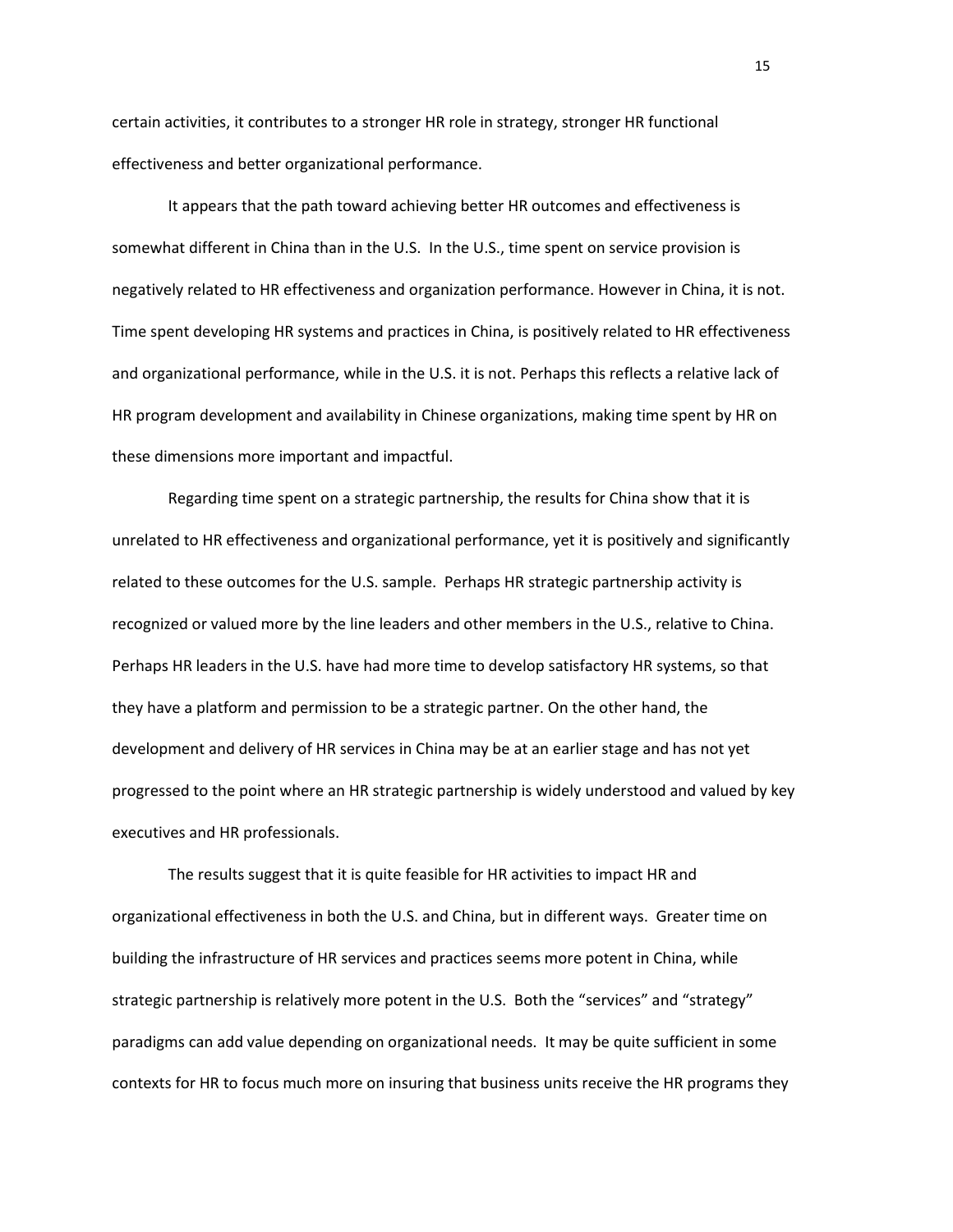certain activities, it contributes to a stronger HR role in strategy, stronger HR functional effectiveness and better organizational performance.

It appears that the path toward achieving better HR outcomes and effectiveness is somewhat different in China than in the U.S. In the U.S., time spent on service provision is negatively related to HR effectiveness and organization performance. However in China, it is not. Time spent developing HR systems and practices in China, is positively related to HR effectiveness and organizational performance, while in the U.S. it is not. Perhaps this reflects a relative lack of HR program development and availability in Chinese organizations, making time spent by HR on these dimensions more important and impactful.

Regarding time spent on a strategic partnership, the results for China show that it is unrelated to HR effectiveness and organizational performance, yet it is positively and significantly related to these outcomes for the U.S. sample. Perhaps HR strategic partnership activity is recognized or valued more by the line leaders and other members in the U.S., relative to China. Perhaps HR leaders in the U.S. have had more time to develop satisfactory HR systems, so that they have a platform and permission to be a strategic partner. On the other hand, the development and delivery of HR services in China may be at an earlier stage and has not yet progressed to the point where an HR strategic partnership is widely understood and valued by key executives and HR professionals.

The results suggest that it is quite feasible for HR activities to impact HR and organizational effectiveness in both the U.S. and China, but in different ways. Greater time on building the infrastructure of HR services and practices seems more potent in China, while strategic partnership is relatively more potent in the U.S. Both the "services" and "strategy" paradigms can add value depending on organizational needs. It may be quite sufficient in some contexts for HR to focus much more on insuring that business units receive the HR programs they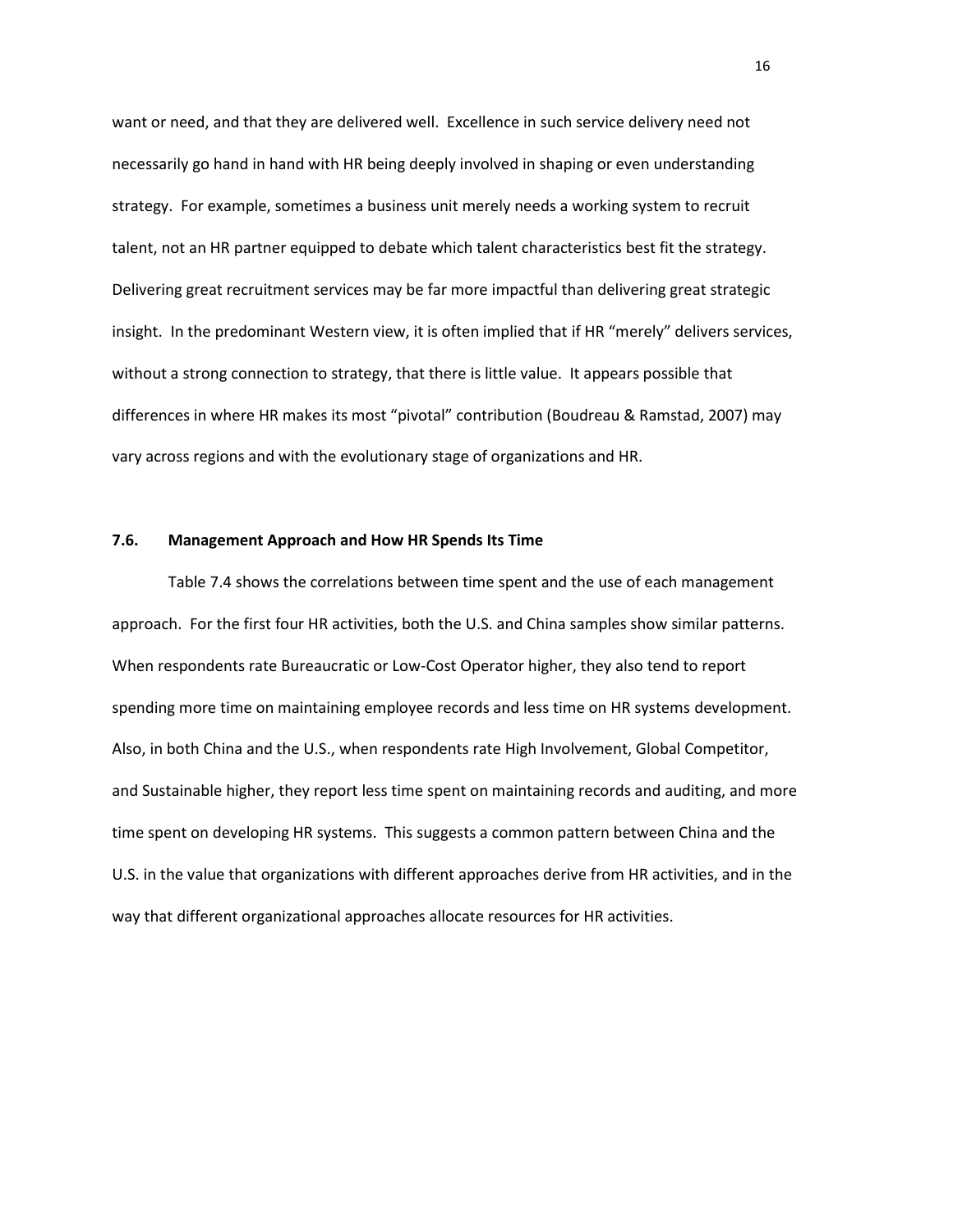want or need, and that they are delivered well. Excellence in such service delivery need not necessarily go hand in hand with HR being deeply involved in shaping or even understanding strategy. For example, sometimes a business unit merely needs a working system to recruit talent, not an HR partner equipped to debate which talent characteristics best fit the strategy. Delivering great recruitment services may be far more impactful than delivering great strategic insight. In the predominant Western view, it is often implied that if HR "merely" delivers services, without a strong connection to strategy, that there is little value. It appears possible that differences in where HR makes its most "pivotal" contribution (Boudreau & Ramstad, 2007) may vary across regions and with the evolutionary stage of organizations and HR.

### 7.6. Management Approach and How HR Spends Its Time

Table 7.4 shows the correlations between time spent and the use of each management approach. For the first four HR activities, both the U.S. and China samples show similar patterns. When respondents rate Bureaucratic or Low-Cost Operator higher, they also tend to report spending more time on maintaining employee records and less time on HR systems development. Also, in both China and the U.S., when respondents rate High Involvement, Global Competitor, and Sustainable higher, they report less time spent on maintaining records and auditing, and more time spent on developing HR systems. This suggests a common pattern between China and the U.S. in the value that organizations with different approaches derive from HR activities, and in the way that different organizational approaches allocate resources for HR activities.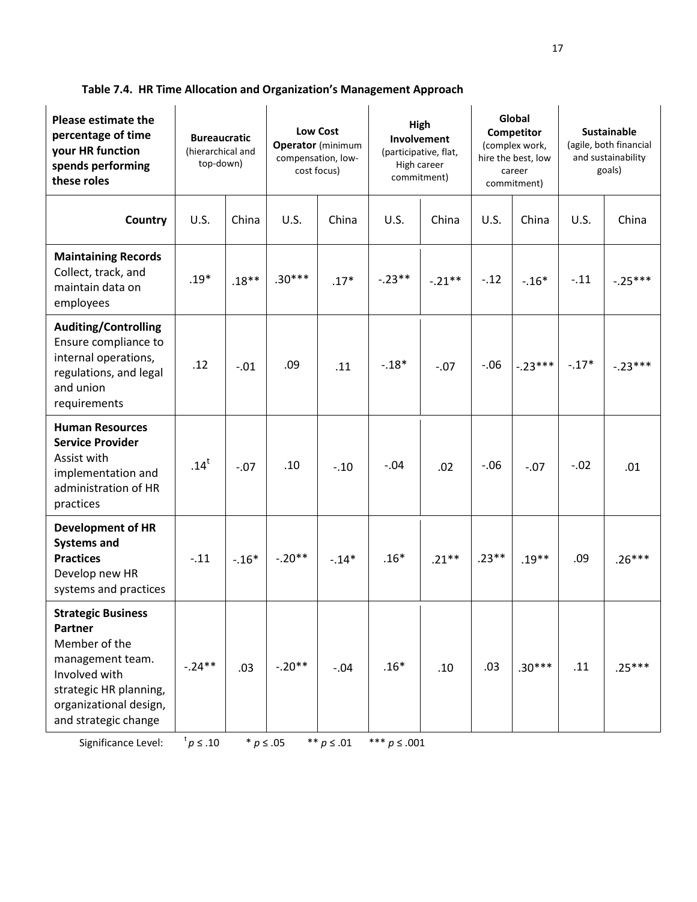**Table 7.4. HR Time Allocation and Organization's Management Approach**

| **Please estimate the percentage of time your HR function spends performing these roles** | **Bureaucratic** (hierarchical and top-down) | | **Low Cost Operator** (minimum compensation, low-cost focus) | | **High Involvement** (participative, flat, High career commitment) | | **Global Competitor** (complex work, hire the best, low career commitment) | | **Sustainable** (agile, both financial and sustainability goals) | |
|---|---|---|---|---|---|---|---|---|---|---|
| **Country** | U.S. | China | U.S. | China | U.S. | China | U.S. | China | U.S. | China |
| **Maintaining Records** Collect, track, and maintain data on employees | .19* | .18** | .30*** | .17* | -.23** | -.21** | -.12 | -.16* | -.11 | -.25*** |
| **Auditing/Controlling** Ensure compliance to internal operations, regulations, and legal and union requirements | .12 | -.01 | .09 | .11 | -.18* | -.07 | -.06 | -.23*** | -.17* | -.23*** |
| **Human Resources Service Provider** Assist with implementation and administration of HR practices | .14$^{t}$ | -.07 | .10 | -.10 | -.04 | .02 | -.06 | -.07 | -.02 | .01 |
| **Development of HR Systems and Practices** Develop new HR systems and practices | -.11 | -.16* | -.20** | -.14* | .16* | .21** | .23** | .19** | .09 | .26*** |
| **Strategic Business Partner** Member of the management team. Involved with strategic HR planning, organizational design, and strategic change | -.24** | .03 | -.20** | -.04 | .16* | .10 | .03 | .30*** | .11 | .25*** |

Significance Level: $^{t}p \leq .10$ &nbsp;&nbsp; * $p \leq .05$ &nbsp;&nbsp; ** $p \leq .01$ &nbsp;&nbsp; *** $p \leq .001$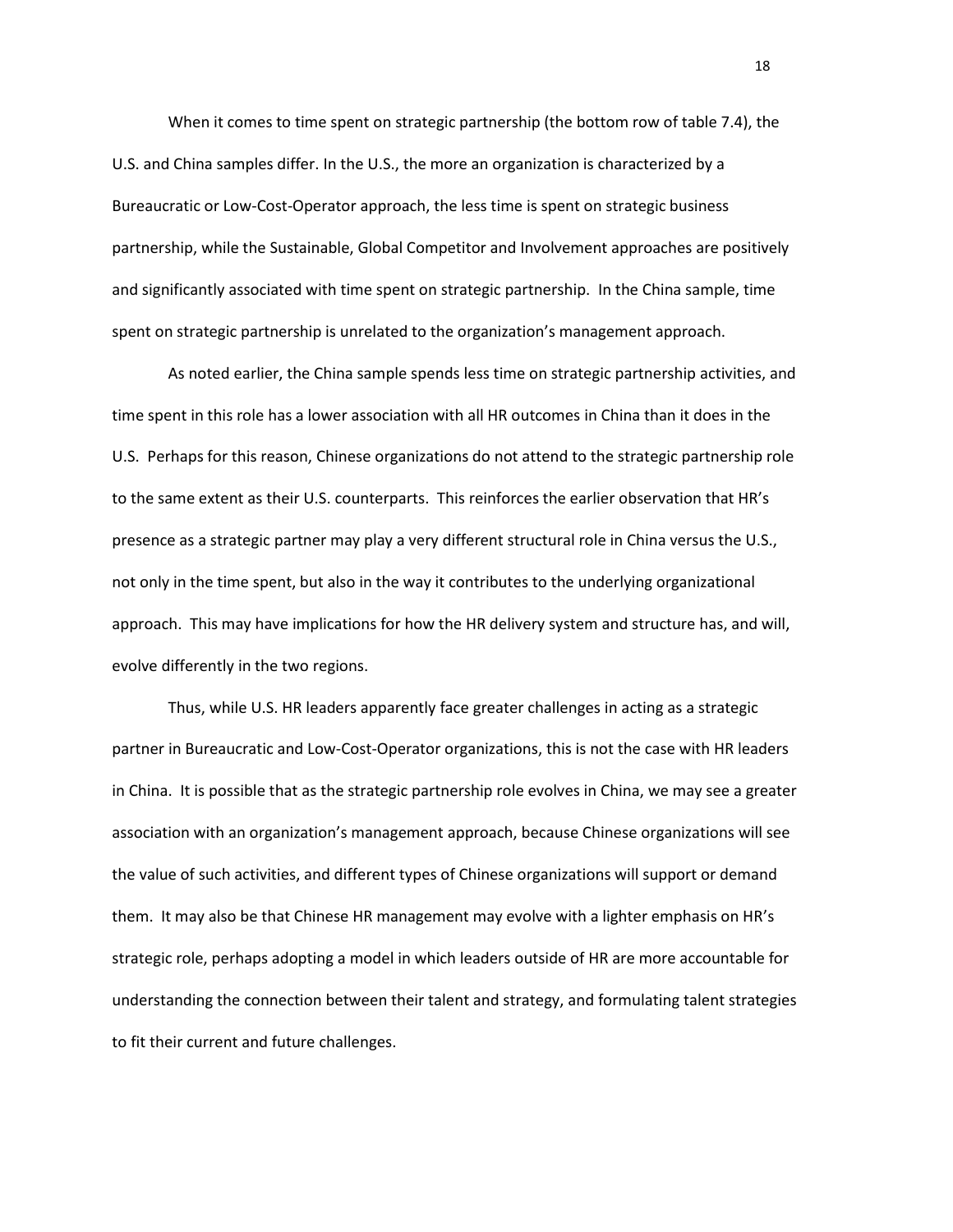When it comes to time spent on strategic partnership (the bottom row of table 7.4), the U.S. and China samples differ. In the U.S., the more an organization is characterized by a Bureaucratic or Low-Cost-Operator approach, the less time is spent on strategic business partnership, while the Sustainable, Global Competitor and Involvement approaches are positively and significantly associated with time spent on strategic partnership. In the China sample, time spent on strategic partnership is unrelated to the organization's management approach.

As noted earlier, the China sample spends less time on strategic partnership activities, and time spent in this role has a lower association with all HR outcomes in China than it does in the U.S. Perhaps for this reason, Chinese organizations do not attend to the strategic partnership role to the same extent as their U.S. counterparts. This reinforces the earlier observation that HR's presence as a strategic partner may play a very different structural role in China versus the U.S., not only in the time spent, but also in the way it contributes to the underlying organizational approach. This may have implications for how the HR delivery system and structure has, and will, evolve differently in the two regions.

Thus, while U.S. HR leaders apparently face greater challenges in acting as a strategic partner in Bureaucratic and Low-Cost-Operator organizations, this is not the case with HR leaders in China. It is possible that as the strategic partnership role evolves in China, we may see a greater association with an organization's management approach, because Chinese organizations will see the value of such activities, and different types of Chinese organizations will support or demand them. It may also be that Chinese HR management may evolve with a lighter emphasis on HR's strategic role, perhaps adopting a model in which leaders outside of HR are more accountable for understanding the connection between their talent and strategy, and formulating talent strategies to fit their current and future challenges.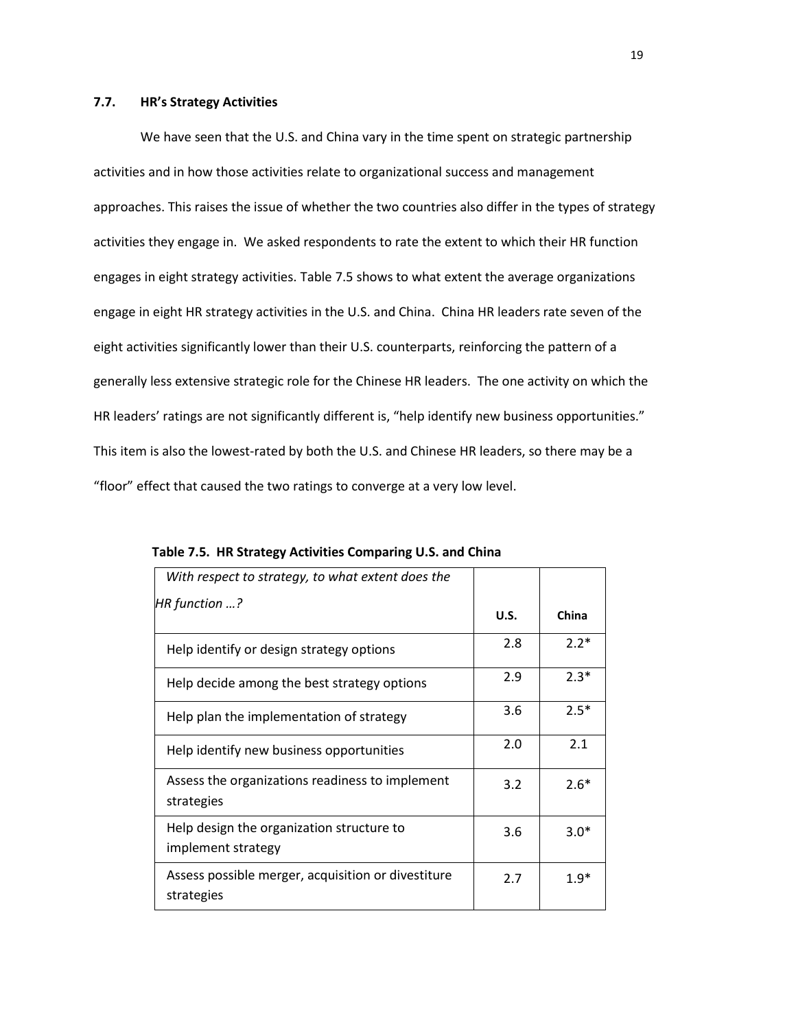### 7.7. HR's Strategy Activities

We have seen that the U.S. and China vary in the time spent on strategic partnership activities and in how those activities relate to organizational success and management approaches. This raises the issue of whether the two countries also differ in the types of strategy activities they engage in. We asked respondents to rate the extent to which their HR function engages in eight strategy activities. Table 7.5 shows to what extent the average organizations engage in eight HR strategy activities in the U.S. and China. China HR leaders rate seven of the eight activities significantly lower than their U.S. counterparts, reinforcing the pattern of a generally less extensive strategic role for the Chinese HR leaders. The one activity on which the HR leaders' ratings are not significantly different is, "help identify new business opportunities." This item is also the lowest-rated by both the U.S. and Chinese HR leaders, so there may be a "floor" effect that caused the two ratings to converge at a very low level.

**Table 7.5. HR Strategy Activities Comparing U.S. and China**

| *With respect to strategy, to what extent does the HR function …?* | **U.S.** | **China** |
|---|---|---|
| Help identify or design strategy options | 2.8 | 2.2* |
| Help decide among the best strategy options | 2.9 | 2.3* |
| Help plan the implementation of strategy | 3.6 | 2.5* |
| Help identify new business opportunities | 2.0 | 2.1 |
| Assess the organizations readiness to implement strategies | 3.2 | 2.6* |
| Help design the organization structure to implement strategy | 3.6 | 3.0* |
| Assess possible merger, acquisition or divestiture strategies | 2.7 | 1.9* |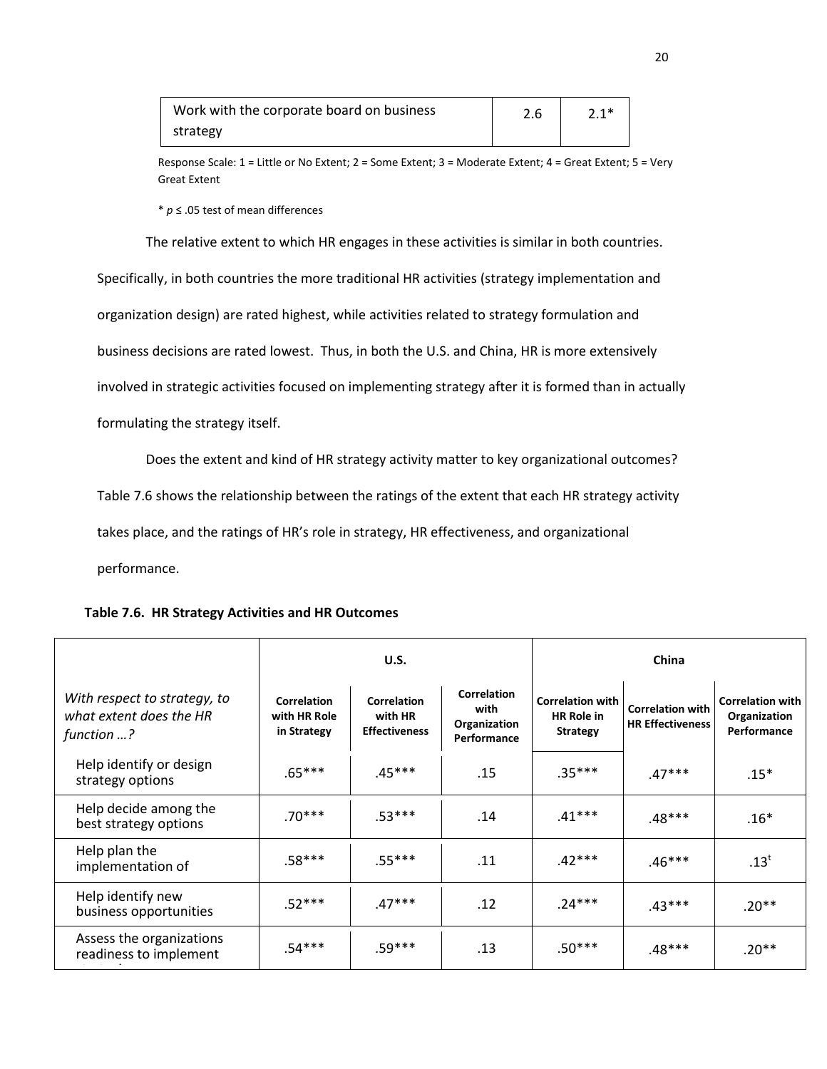| Work with the corporate board on business strategy | 2.6 | 2.1* |
|---|---|---|

Response Scale: 1 = Little or No Extent; 2 = Some Extent; 3 = Moderate Extent; 4 = Great Extent; 5 = Very Great Extent

* $p \leq .05$ test of mean differences

The relative extent to which HR engages in these activities is similar in both countries. Specifically, in both countries the more traditional HR activities (strategy implementation and organization design) are rated highest, while activities related to strategy formulation and business decisions are rated lowest. Thus, in both the U.S. and China, HR is more extensively involved in strategic activities focused on implementing strategy after it is formed than in actually formulating the strategy itself.

Does the extent and kind of HR strategy activity matter to key organizational outcomes? Table 7.6 shows the relationship between the ratings of the extent that each HR strategy activity takes place, and the ratings of HR's role in strategy, HR effectiveness, and organizational performance.

**Table 7.6. HR Strategy Activities and HR Outcomes**

| | U.S. | | | China | | |
|---|---|---|---|---|---|---|
| *With respect to strategy, to what extent does the HR function …?* | **Correlation with HR Role in Strategy** | **Correlation with HR Effectiveness** | **Correlation with Organization Performance** | **Correlation with HR Role in Strategy** | **Correlation with HR Effectiveness** | **Correlation with Organization Performance** |
| Help identify or design strategy options | .65*** | .45*** | .15 | .35*** | .47*** | .15* |
| Help decide among the best strategy options | .70*** | .53*** | .14 | .41*** | .48*** | .16* |
| Help plan the implementation of | .58*** | .55*** | .11 | .42*** | .46*** | .13$^{t}$ |
| Help identify new business opportunities | .52*** | .47*** | .12 | .24*** | .43*** | .20** |
| Assess the organizations readiness to implement | .54*** | .59*** | .13 | .50*** | .48*** | .20** |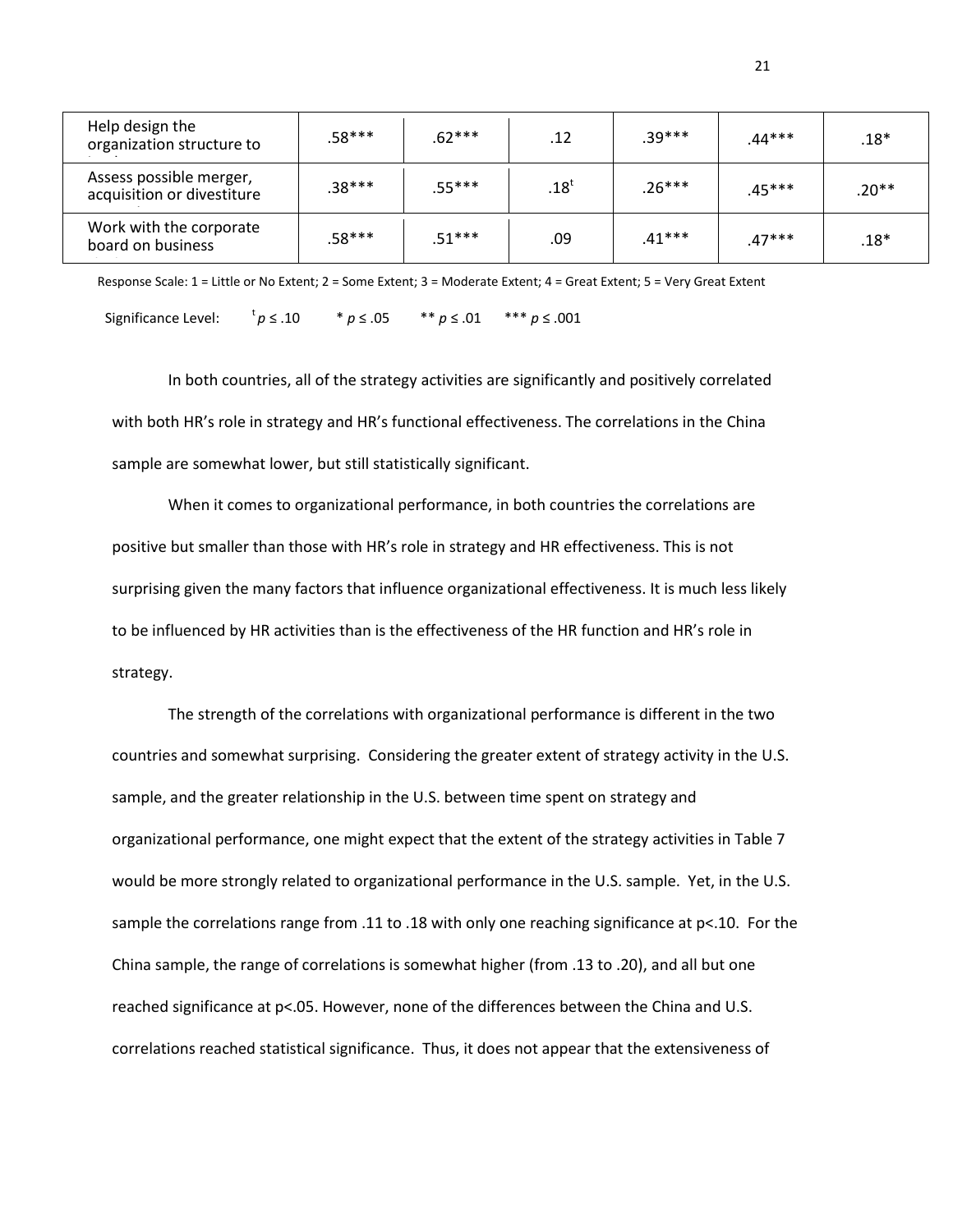| | | | | | | |
|---|---|---|---|---|---|---|
| Help design the organization structure to | .58*** | .62*** | .12 | .39*** | .44*** | .18* |
| Assess possible merger, acquisition or divestiture | .38*** | .55*** | .18$^t$ | .26*** | .45*** | .20** |
| Work with the corporate board on business | .58*** | .51*** | .09 | .41*** | .47*** | .18* |

Response Scale: 1 = Little or No Extent; 2 = Some Extent; 3 = Moderate Extent; 4 = Great Extent; 5 = Very Great Extent

Significance Level: $^t p \leq .10$ &nbsp;&nbsp; * $p \leq .05$ &nbsp;&nbsp; ** $p \leq .01$ &nbsp;&nbsp; *** $p \leq .001$

In both countries, all of the strategy activities are significantly and positively correlated with both HR's role in strategy and HR's functional effectiveness. The correlations in the China sample are somewhat lower, but still statistically significant.

When it comes to organizational performance, in both countries the correlations are positive but smaller than those with HR's role in strategy and HR effectiveness. This is not surprising given the many factors that influence organizational effectiveness. It is much less likely to be influenced by HR activities than is the effectiveness of the HR function and HR's role in strategy.

The strength of the correlations with organizational performance is different in the two countries and somewhat surprising. Considering the greater extent of strategy activity in the U.S. sample, and the greater relationship in the U.S. between time spent on strategy and organizational performance, one might expect that the extent of the strategy activities in Table 7 would be more strongly related to organizational performance in the U.S. sample. Yet, in the U.S. sample the correlations range from .11 to .18 with only one reaching significance at $p<.10$. For the China sample, the range of correlations is somewhat higher (from .13 to .20), and all but one reached significance at $p<.05$. However, none of the differences between the China and U.S. correlations reached statistical significance. Thus, it does not appear that the extensiveness of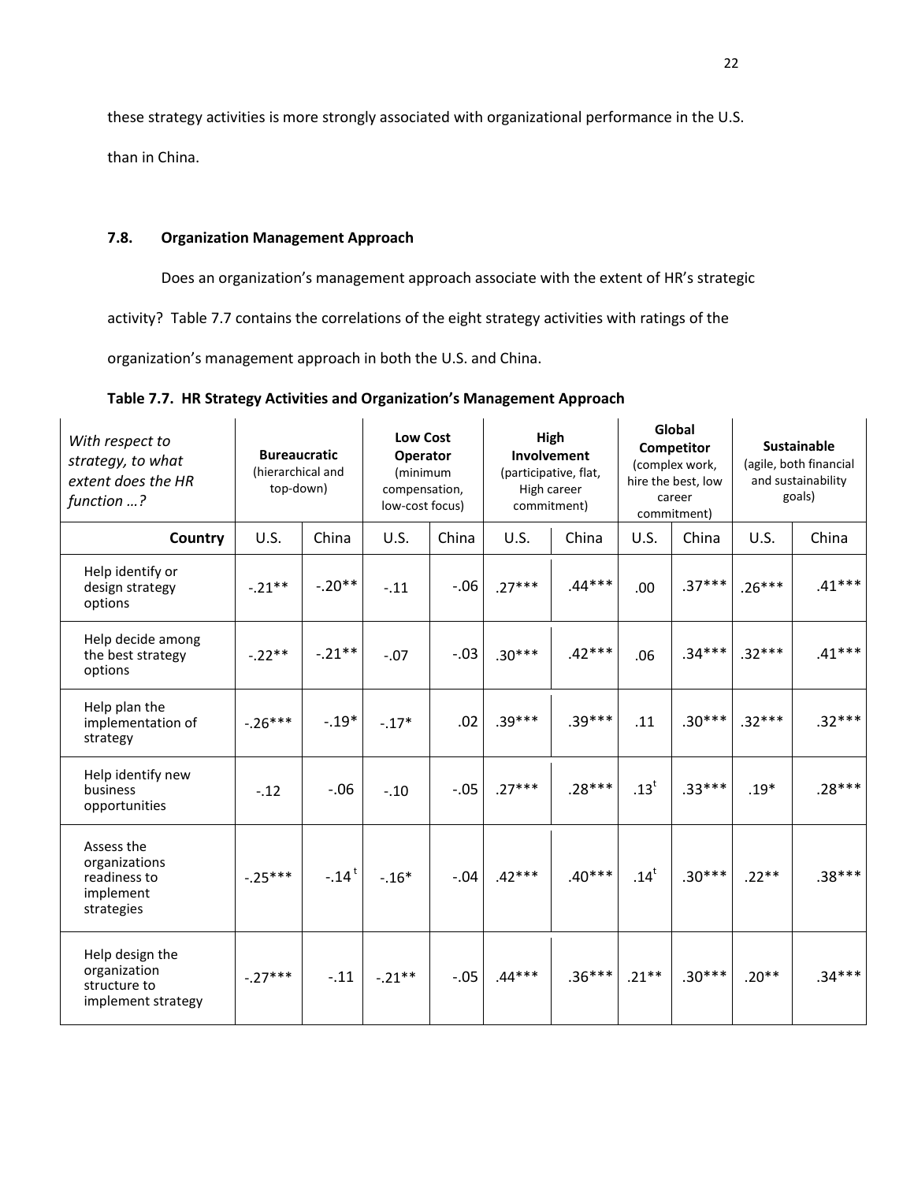these strategy activities is more strongly associated with organizational performance in the U.S. than in China.

## 7.8. Organization Management Approach

Does an organization's management approach associate with the extent of HR's strategic activity? Table 7.7 contains the correlations of the eight strategy activities with ratings of the organization's management approach in both the U.S. and China.

**Table 7.7. HR Strategy Activities and Organization's Management Approach**

| *With respect to strategy, to what extent does the HR function …?* | **Bureaucratic** (hierarchical and top-down) | | **Low Cost Operator** (minimum compensation, low-cost focus) | | **High Involvement** (participative, flat, High career commitment) | | **Global Competitor** (complex work, hire the best, low career commitment) | | **Sustainable** (agile, both financial and sustainability goals) | |
|---|---|---|---|---|---|---|---|---|---|---|
| **Country** | U.S. | China | U.S. | China | U.S. | China | U.S. | China | U.S. | China |
| Help identify or design strategy options | -.21** | -.20** | -.11 | -.06 | .27*** | .44*** | .00 | .37*** | .26*** | .41*** |
| Help decide among the best strategy options | -.22** | -.21** | -.07 | -.03 | .30*** | .42*** | .06 | .34*** | .32*** | .41*** |
| Help plan the implementation of strategy | -.26*** | -.19* | -.17* | .02 | .39*** | .39*** | .11 | .30*** | .32*** | .32*** |
| Help identify new business opportunities | -.12 | -.06 | -.10 | -.05 | .27*** | .28*** | .13^t | .33*** | .19* | .28*** |
| Assess the organizations readiness to implement strategies | -.25*** | -.14^t | -.16* | -.04 | .42*** | .40*** | .14^t | .30*** | .22** | .38*** |
| Help design the organization structure to implement strategy | -.27*** | -.11 | -.21** | -.05 | .44*** | .36*** | .21** | .30*** | .20** | .34*** |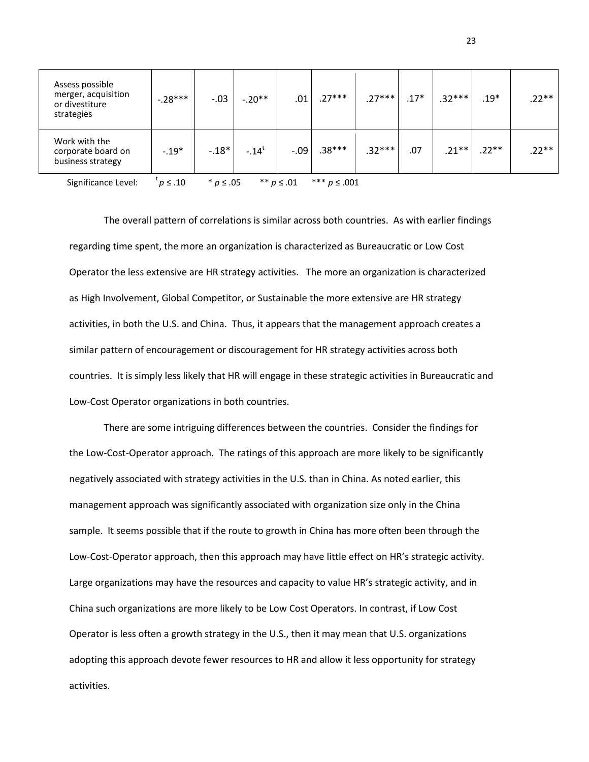| | | | | | | | | | | |
|---|---|---|---|---|---|---|---|---|---|---|
| Assess possible merger, acquisition or divestiture strategies | -.28*** | -.03 | -.20** | .01 | .27*** | .27*** | .17* | .32*** | .19* | .22** |
| Work with the corporate board on business strategy | -.19* | -.18* | -.14$^{t}$ | -.09 | .38*** | .32*** | .07 | .21** | .22** | .22** |

Significance Level: $^{t}p \leq .10$ &nbsp;&nbsp; $^{*}p \leq .05$ &nbsp;&nbsp; $^{**}p \leq .01$ &nbsp;&nbsp; $^{***}p \leq .001$

The overall pattern of correlations is similar across both countries. As with earlier findings regarding time spent, the more an organization is characterized as Bureaucratic or Low Cost Operator the less extensive are HR strategy activities. The more an organization is characterized as High Involvement, Global Competitor, or Sustainable the more extensive are HR strategy activities, in both the U.S. and China. Thus, it appears that the management approach creates a similar pattern of encouragement or discouragement for HR strategy activities across both countries. It is simply less likely that HR will engage in these strategic activities in Bureaucratic and Low-Cost Operator organizations in both countries.

There are some intriguing differences between the countries. Consider the findings for the Low-Cost-Operator approach. The ratings of this approach are more likely to be significantly negatively associated with strategy activities in the U.S. than in China. As noted earlier, this management approach was significantly associated with organization size only in the China sample. It seems possible that if the route to growth in China has more often been through the Low-Cost-Operator approach, then this approach may have little effect on HR's strategic activity. Large organizations may have the resources and capacity to value HR's strategic activity, and in China such organizations are more likely to be Low Cost Operators. In contrast, if Low Cost Operator is less often a growth strategy in the U.S., then it may mean that U.S. organizations adopting this approach devote fewer resources to HR and allow it less opportunity for strategy activities.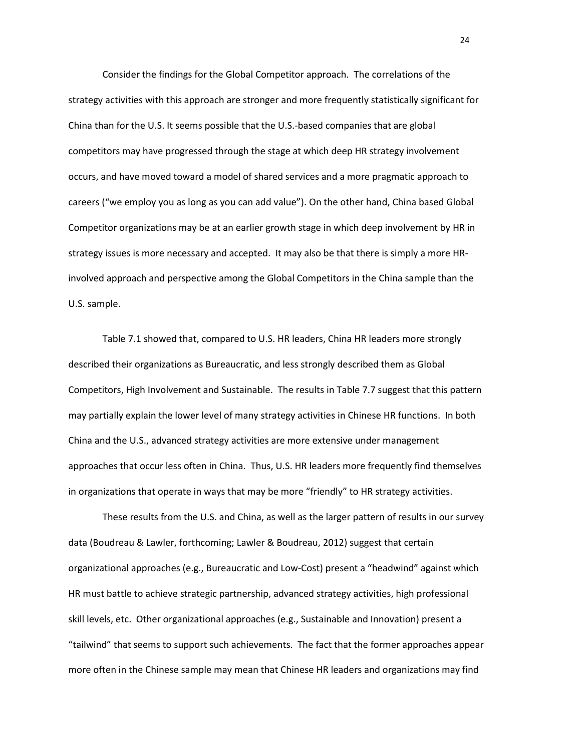Consider the findings for the Global Competitor approach. The correlations of the strategy activities with this approach are stronger and more frequently statistically significant for China than for the U.S. It seems possible that the U.S.-based companies that are global competitors may have progressed through the stage at which deep HR strategy involvement occurs, and have moved toward a model of shared services and a more pragmatic approach to careers ("we employ you as long as you can add value"). On the other hand, China based Global Competitor organizations may be at an earlier growth stage in which deep involvement by HR in strategy issues is more necessary and accepted. It may also be that there is simply a more HR-involved approach and perspective among the Global Competitors in the China sample than the U.S. sample.

Table 7.1 showed that, compared to U.S. HR leaders, China HR leaders more strongly described their organizations as Bureaucratic, and less strongly described them as Global Competitors, High Involvement and Sustainable. The results in Table 7.7 suggest that this pattern may partially explain the lower level of many strategy activities in Chinese HR functions. In both China and the U.S., advanced strategy activities are more extensive under management approaches that occur less often in China. Thus, U.S. HR leaders more frequently find themselves in organizations that operate in ways that may be more "friendly" to HR strategy activities.

These results from the U.S. and China, as well as the larger pattern of results in our survey data (Boudreau & Lawler, forthcoming; Lawler & Boudreau, 2012) suggest that certain organizational approaches (e.g., Bureaucratic and Low-Cost) present a "headwind" against which HR must battle to achieve strategic partnership, advanced strategy activities, high professional skill levels, etc. Other organizational approaches (e.g., Sustainable and Innovation) present a "tailwind" that seems to support such achievements. The fact that the former approaches appear more often in the Chinese sample may mean that Chinese HR leaders and organizations may find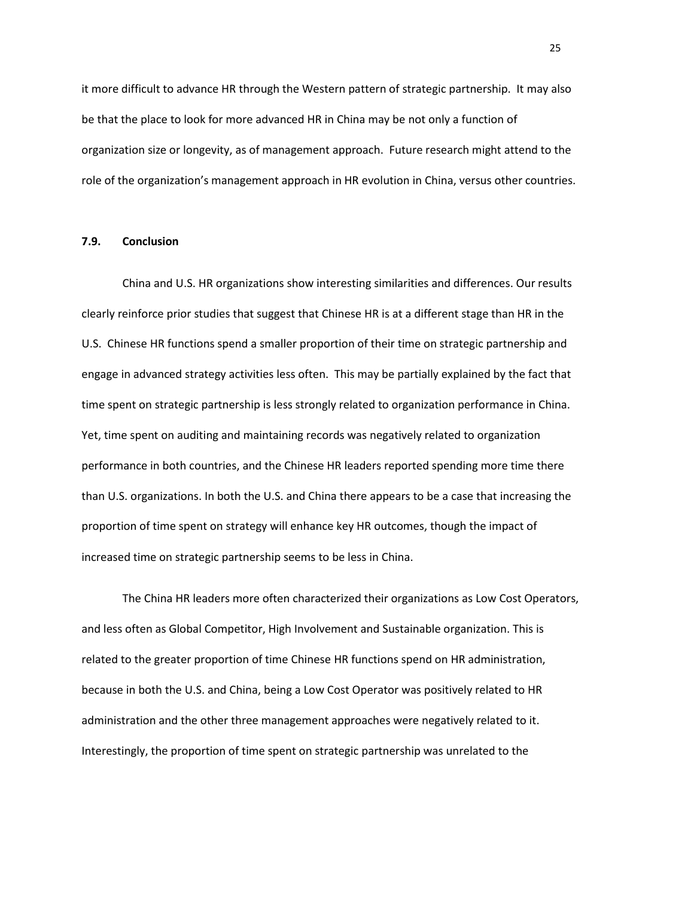it more difficult to advance HR through the Western pattern of strategic partnership. It may also be that the place to look for more advanced HR in China may be not only a function of organization size or longevity, as of management approach. Future research might attend to the role of the organization's management approach in HR evolution in China, versus other countries.

### 7.9. Conclusion

China and U.S. HR organizations show interesting similarities and differences. Our results clearly reinforce prior studies that suggest that Chinese HR is at a different stage than HR in the U.S. Chinese HR functions spend a smaller proportion of their time on strategic partnership and engage in advanced strategy activities less often. This may be partially explained by the fact that time spent on strategic partnership is less strongly related to organization performance in China. Yet, time spent on auditing and maintaining records was negatively related to organization performance in both countries, and the Chinese HR leaders reported spending more time there than U.S. organizations. In both the U.S. and China there appears to be a case that increasing the proportion of time spent on strategy will enhance key HR outcomes, though the impact of increased time on strategic partnership seems to be less in China.

The China HR leaders more often characterized their organizations as Low Cost Operators, and less often as Global Competitor, High Involvement and Sustainable organization. This is related to the greater proportion of time Chinese HR functions spend on HR administration, because in both the U.S. and China, being a Low Cost Operator was positively related to HR administration and the other three management approaches were negatively related to it. Interestingly, the proportion of time spent on strategic partnership was unrelated to the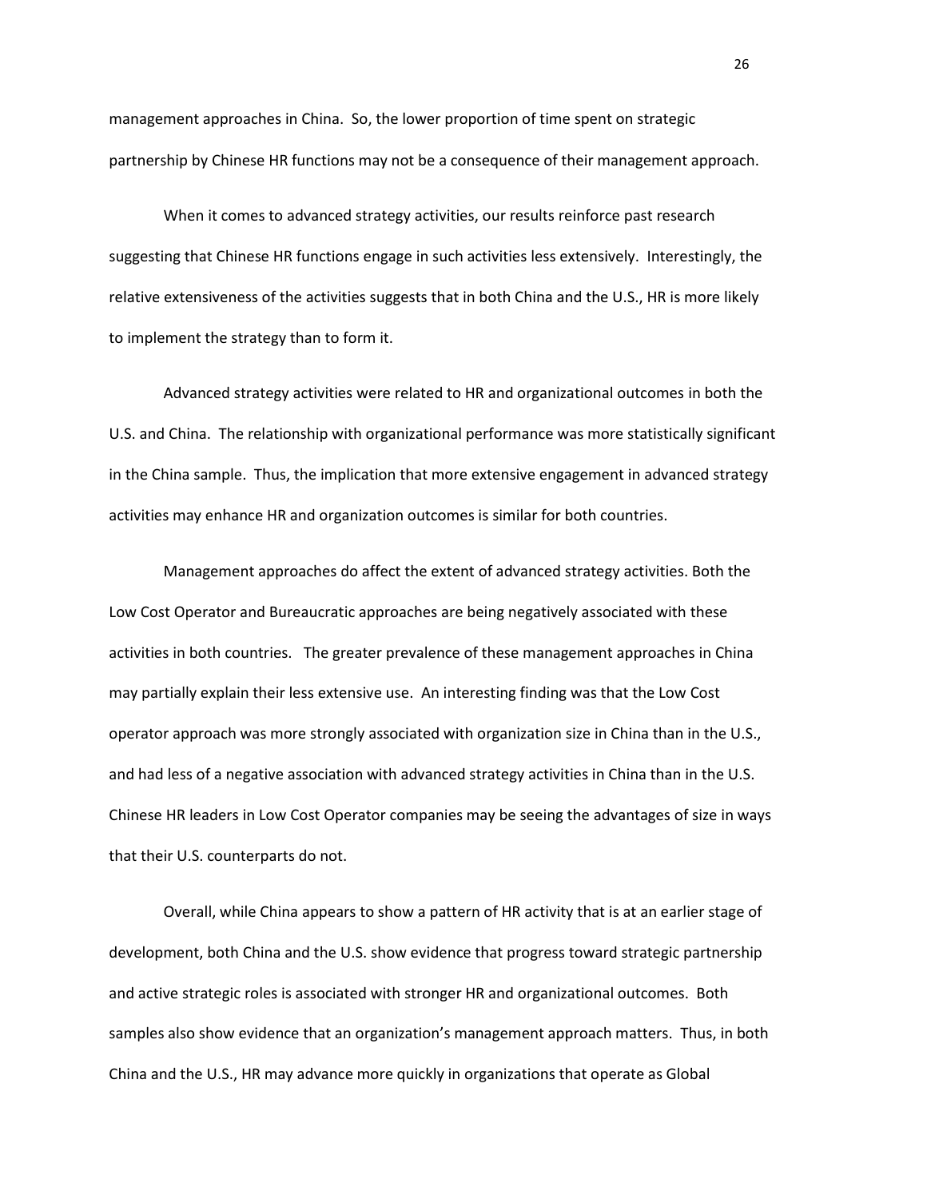management approaches in China. So, the lower proportion of time spent on strategic partnership by Chinese HR functions may not be a consequence of their management approach.

When it comes to advanced strategy activities, our results reinforce past research suggesting that Chinese HR functions engage in such activities less extensively. Interestingly, the relative extensiveness of the activities suggests that in both China and the U.S., HR is more likely to implement the strategy than to form it.

Advanced strategy activities were related to HR and organizational outcomes in both the U.S. and China. The relationship with organizational performance was more statistically significant in the China sample. Thus, the implication that more extensive engagement in advanced strategy activities may enhance HR and organization outcomes is similar for both countries.

Management approaches do affect the extent of advanced strategy activities. Both the Low Cost Operator and Bureaucratic approaches are being negatively associated with these activities in both countries. The greater prevalence of these management approaches in China may partially explain their less extensive use. An interesting finding was that the Low Cost operator approach was more strongly associated with organization size in China than in the U.S., and had less of a negative association with advanced strategy activities in China than in the U.S. Chinese HR leaders in Low Cost Operator companies may be seeing the advantages of size in ways that their U.S. counterparts do not.

Overall, while China appears to show a pattern of HR activity that is at an earlier stage of development, both China and the U.S. show evidence that progress toward strategic partnership and active strategic roles is associated with stronger HR and organizational outcomes. Both samples also show evidence that an organization's management approach matters. Thus, in both China and the U.S., HR may advance more quickly in organizations that operate as Global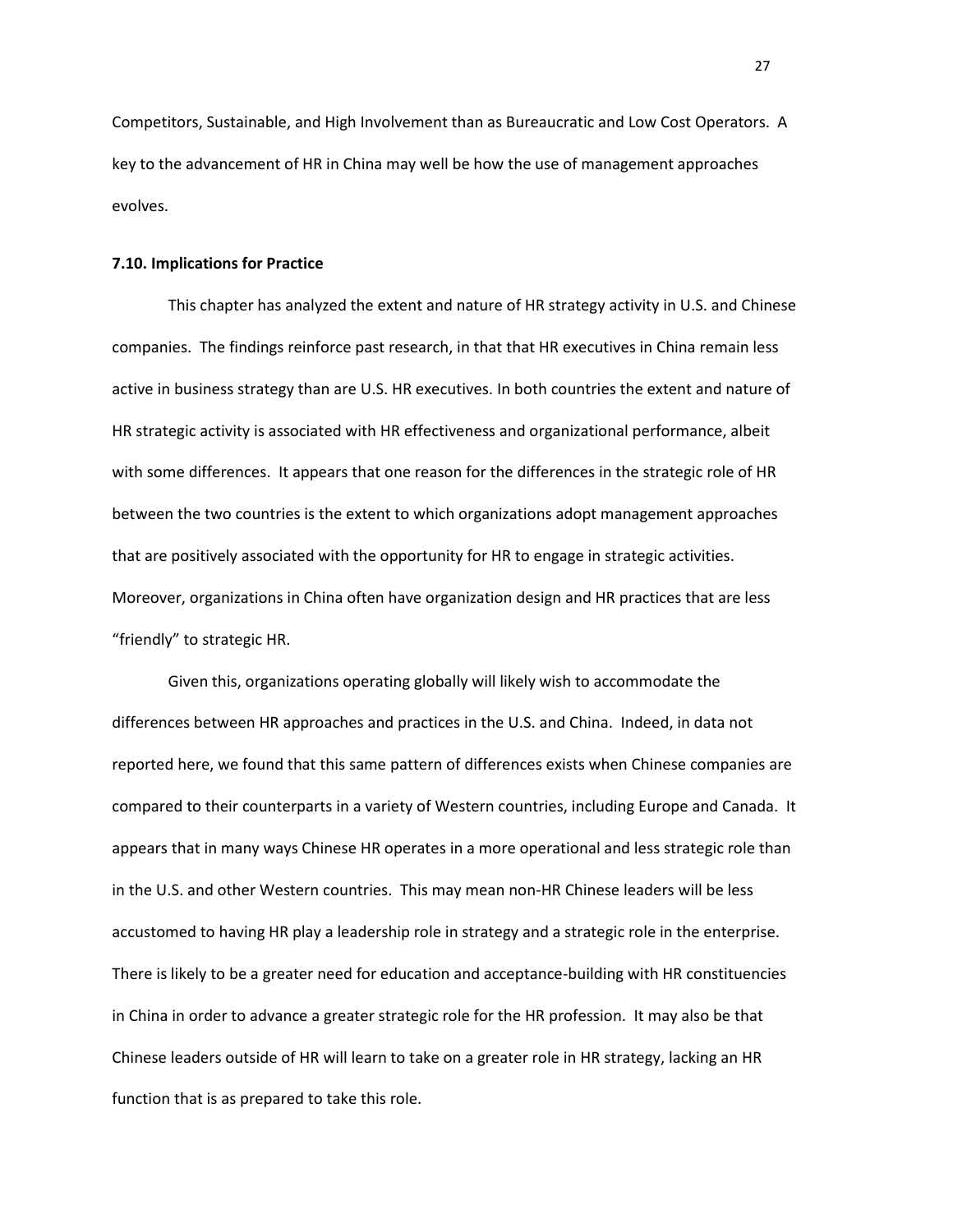Competitors, Sustainable, and High Involvement than as Bureaucratic and Low Cost Operators. A key to the advancement of HR in China may well be how the use of management approaches evolves.

**7.10. Implications for Practice**

This chapter has analyzed the extent and nature of HR strategy activity in U.S. and Chinese companies. The findings reinforce past research, in that that HR executives in China remain less active in business strategy than are U.S. HR executives. In both countries the extent and nature of HR strategic activity is associated with HR effectiveness and organizational performance, albeit with some differences. It appears that one reason for the differences in the strategic role of HR between the two countries is the extent to which organizations adopt management approaches that are positively associated with the opportunity for HR to engage in strategic activities. Moreover, organizations in China often have organization design and HR practices that are less "friendly" to strategic HR.

Given this, organizations operating globally will likely wish to accommodate the differences between HR approaches and practices in the U.S. and China. Indeed, in data not reported here, we found that this same pattern of differences exists when Chinese companies are compared to their counterparts in a variety of Western countries, including Europe and Canada. It appears that in many ways Chinese HR operates in a more operational and less strategic role than in the U.S. and other Western countries. This may mean non-HR Chinese leaders will be less accustomed to having HR play a leadership role in strategy and a strategic role in the enterprise. There is likely to be a greater need for education and acceptance-building with HR constituencies in China in order to advance a greater strategic role for the HR profession. It may also be that Chinese leaders outside of HR will learn to take on a greater role in HR strategy, lacking an HR function that is as prepared to take this role.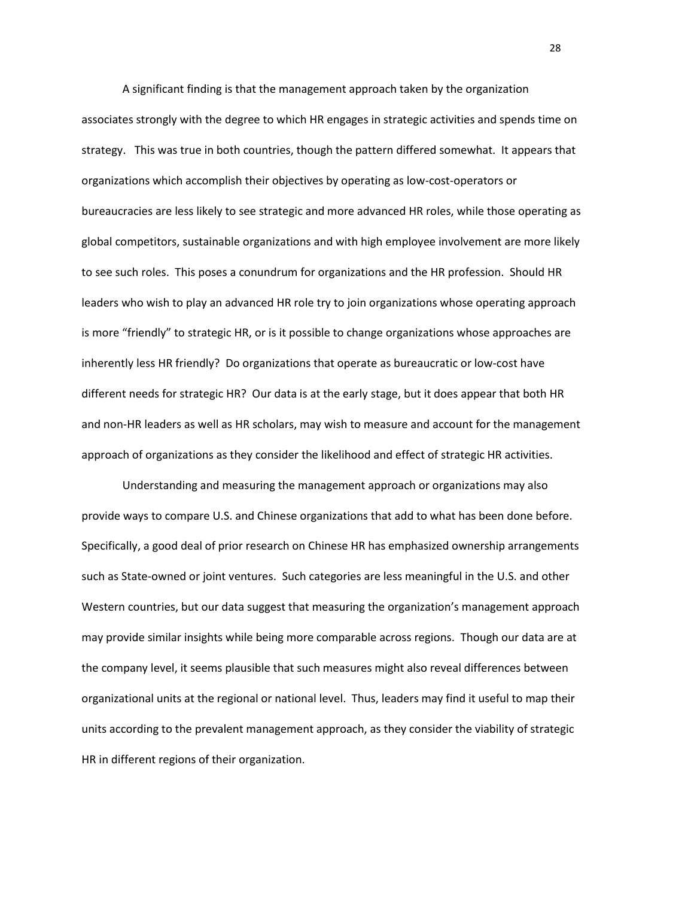A significant finding is that the management approach taken by the organization associates strongly with the degree to which HR engages in strategic activities and spends time on strategy. This was true in both countries, though the pattern differed somewhat. It appears that organizations which accomplish their objectives by operating as low-cost-operators or bureaucracies are less likely to see strategic and more advanced HR roles, while those operating as global competitors, sustainable organizations and with high employee involvement are more likely to see such roles. This poses a conundrum for organizations and the HR profession. Should HR leaders who wish to play an advanced HR role try to join organizations whose operating approach is more "friendly" to strategic HR, or is it possible to change organizations whose approaches are inherently less HR friendly? Do organizations that operate as bureaucratic or low-cost have different needs for strategic HR? Our data is at the early stage, but it does appear that both HR and non-HR leaders as well as HR scholars, may wish to measure and account for the management approach of organizations as they consider the likelihood and effect of strategic HR activities.

Understanding and measuring the management approach or organizations may also provide ways to compare U.S. and Chinese organizations that add to what has been done before. Specifically, a good deal of prior research on Chinese HR has emphasized ownership arrangements such as State-owned or joint ventures. Such categories are less meaningful in the U.S. and other Western countries, but our data suggest that measuring the organization's management approach may provide similar insights while being more comparable across regions. Though our data are at the company level, it seems plausible that such measures might also reveal differences between organizational units at the regional or national level. Thus, leaders may find it useful to map their units according to the prevalent management approach, as they consider the viability of strategic HR in different regions of their organization.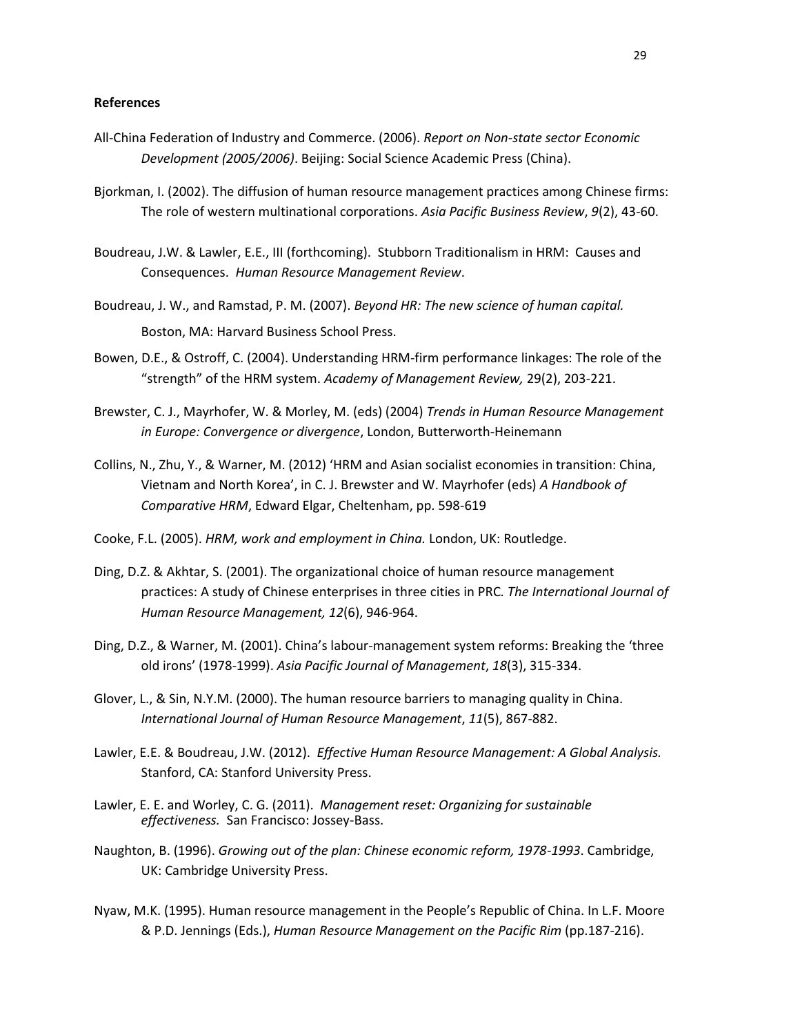## References

All-China Federation of Industry and Commerce. (2006). *Report on Non-state sector Economic Development (2005/2006)*. Beijing: Social Science Academic Press (China).

Bjorkman, I. (2002). The diffusion of human resource management practices among Chinese firms: The role of western multinational corporations. *Asia Pacific Business Review*, *9*(2), 43-60.

Boudreau, J.W. & Lawler, E.E., III (forthcoming). Stubborn Traditionalism in HRM: Causes and Consequences. *Human Resource Management Review*.

Boudreau, J. W., and Ramstad, P. M. (2007). *Beyond HR: The new science of human capital.* Boston, MA: Harvard Business School Press.

Bowen, D.E., & Ostroff, C. (2004). Understanding HRM-firm performance linkages: The role of the "strength" of the HRM system. *Academy of Management Review,* 29(2), 203-221.

Brewster, C. J., Mayrhofer, W. & Morley, M. (eds) (2004) *Trends in Human Resource Management in Europe: Convergence or divergence*, London, Butterworth-Heinemann

Collins, N., Zhu, Y., & Warner, M. (2012) 'HRM and Asian socialist economies in transition: China, Vietnam and North Korea', in C. J. Brewster and W. Mayrhofer (eds) *A Handbook of Comparative HRM*, Edward Elgar, Cheltenham, pp. 598-619

Cooke, F.L. (2005). *HRM, work and employment in China.* London, UK: Routledge.

Ding, D.Z. & Akhtar, S. (2001). The organizational choice of human resource management practices: A study of Chinese enterprises in three cities in PRC*. The International Journal of Human Resource Management, 12*(6), 946-964.

Ding, D.Z., & Warner, M. (2001). China's labour-management system reforms: Breaking the 'three old irons' (1978-1999). *Asia Pacific Journal of Management*, *18*(3), 315-334.

Glover, L., & Sin, N.Y.M. (2000). The human resource barriers to managing quality in China. *International Journal of Human Resource Management*, *11*(5), 867-882.

Lawler, E.E. & Boudreau, J.W. (2012). *Effective Human Resource Management: A Global Analysis.* Stanford, CA: Stanford University Press.

Lawler, E. E. and Worley, C. G. (2011). *Management reset: Organizing for sustainable effectiveness.* San Francisco: Jossey-Bass.

Naughton, B. (1996). *Growing out of the plan: Chinese economic reform, 1978-1993*. Cambridge, UK: Cambridge University Press.

Nyaw, M.K. (1995). Human resource management in the People's Republic of China. In L.F. Moore & P.D. Jennings (Eds.), *Human Resource Management on the Pacific Rim* (pp.187-216).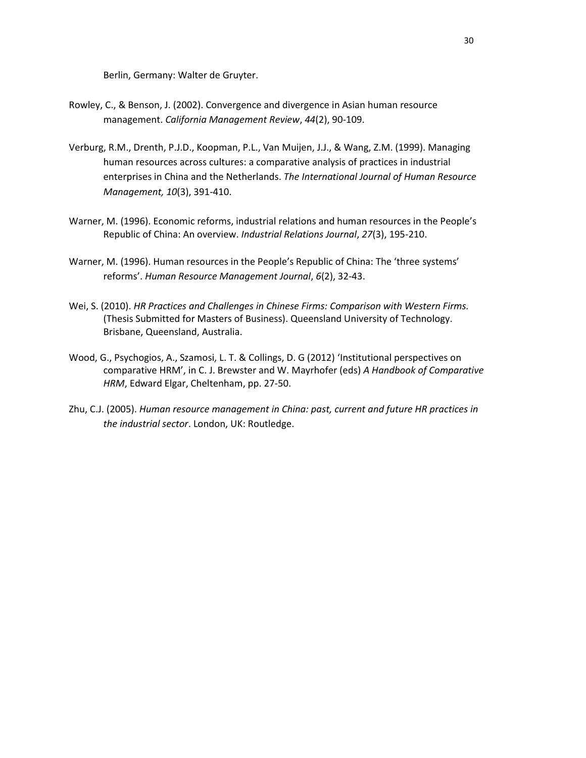Berlin, Germany: Walter de Gruyter.

Rowley, C., & Benson, J. (2002). Convergence and divergence in Asian human resource management. *California Management Review*, *44*(2), 90-109.

Verburg, R.M., Drenth, P.J.D., Koopman, P.L., Van Muijen, J.J., & Wang, Z.M. (1999). Managing human resources across cultures: a comparative analysis of practices in industrial enterprises in China and the Netherlands. *The International Journal of Human Resource Management, 10*(3), 391-410.

Warner, M. (1996). Economic reforms, industrial relations and human resources in the People's Republic of China: An overview. *Industrial Relations Journal*, *27*(3), 195-210.

Warner, M. (1996). Human resources in the People's Republic of China: The 'three systems' reforms'. *Human Resource Management Journal*, *6*(2), 32-43.

Wei, S. (2010). *HR Practices and Challenges in Chinese Firms: Comparison with Western Firms.* (Thesis Submitted for Masters of Business). Queensland University of Technology. Brisbane, Queensland, Australia.

Wood, G., Psychogios, A., Szamosi, L. T. & Collings, D. G (2012) 'Institutional perspectives on comparative HRM', in C. J. Brewster and W. Mayrhofer (eds) *A Handbook of Comparative HRM*, Edward Elgar, Cheltenham, pp. 27-50.

Zhu, C.J. (2005). *Human resource management in China: past, current and future HR practices in the industrial sector*. London, UK: Routledge.